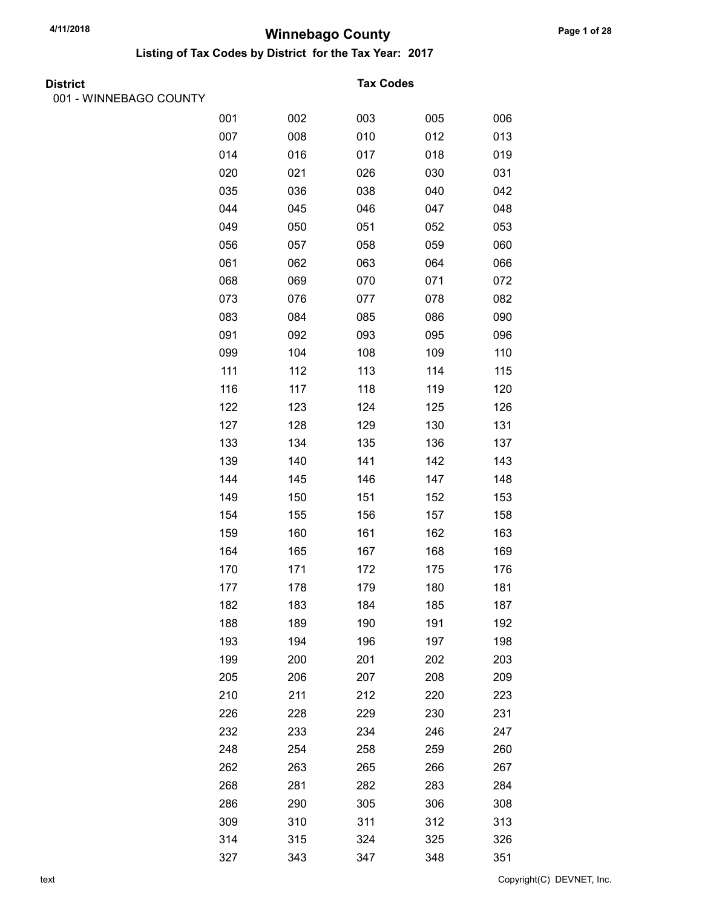# Winnebago County

## Listing of Tax Codes by District for the Tax Year: 2017

| District | Tax Codes | | | | |
|---|---|---|---|---|---|
| 001 - WINNEBAGO COUNTY | | | | | |
| | 001 | 002 | 003 | 005 | 006 |
| | 007 | 008 | 010 | 012 | 013 |
| | 014 | 016 | 017 | 018 | 019 |
| | 020 | 021 | 026 | 030 | 031 |
| | 035 | 036 | 038 | 040 | 042 |
| | 044 | 045 | 046 | 047 | 048 |
| | 049 | 050 | 051 | 052 | 053 |
| | 056 | 057 | 058 | 059 | 060 |
| | 061 | 062 | 063 | 064 | 066 |
| | 068 | 069 | 070 | 071 | 072 |
| | 073 | 076 | 077 | 078 | 082 |
| | 083 | 084 | 085 | 086 | 090 |
| | 091 | 092 | 093 | 095 | 096 |
| | 099 | 104 | 108 | 109 | 110 |
| | 111 | 112 | 113 | 114 | 115 |
| | 116 | 117 | 118 | 119 | 120 |
| | 122 | 123 | 124 | 125 | 126 |
| | 127 | 128 | 129 | 130 | 131 |
| | 133 | 134 | 135 | 136 | 137 |
| | 139 | 140 | 141 | 142 | 143 |
| | 144 | 145 | 146 | 147 | 148 |
| | 149 | 150 | 151 | 152 | 153 |
| | 154 | 155 | 156 | 157 | 158 |
| | 159 | 160 | 161 | 162 | 163 |
| | 164 | 165 | 167 | 168 | 169 |
| | 170 | 171 | 172 | 175 | 176 |
| | 177 | 178 | 179 | 180 | 181 |
| | 182 | 183 | 184 | 185 | 187 |
| | 188 | 189 | 190 | 191 | 192 |
| | 193 | 194 | 196 | 197 | 198 |
| | 199 | 200 | 201 | 202 | 203 |
| | 205 | 206 | 207 | 208 | 209 |
| | 210 | 211 | 212 | 220 | 223 |
| | 226 | 228 | 229 | 230 | 231 |
| | 232 | 233 | 234 | 246 | 247 |
| | 248 | 254 | 258 | 259 | 260 |
| | 262 | 263 | 265 | 266 | 267 |
| | 268 | 281 | 282 | 283 | 284 |
| | 286 | 290 | 305 | 306 | 308 |
| | 309 | 310 | 311 | 312 | 313 |
| | 314 | 315 | 324 | 325 | 326 |
| | 327 | 343 | 347 | 348 | 351 |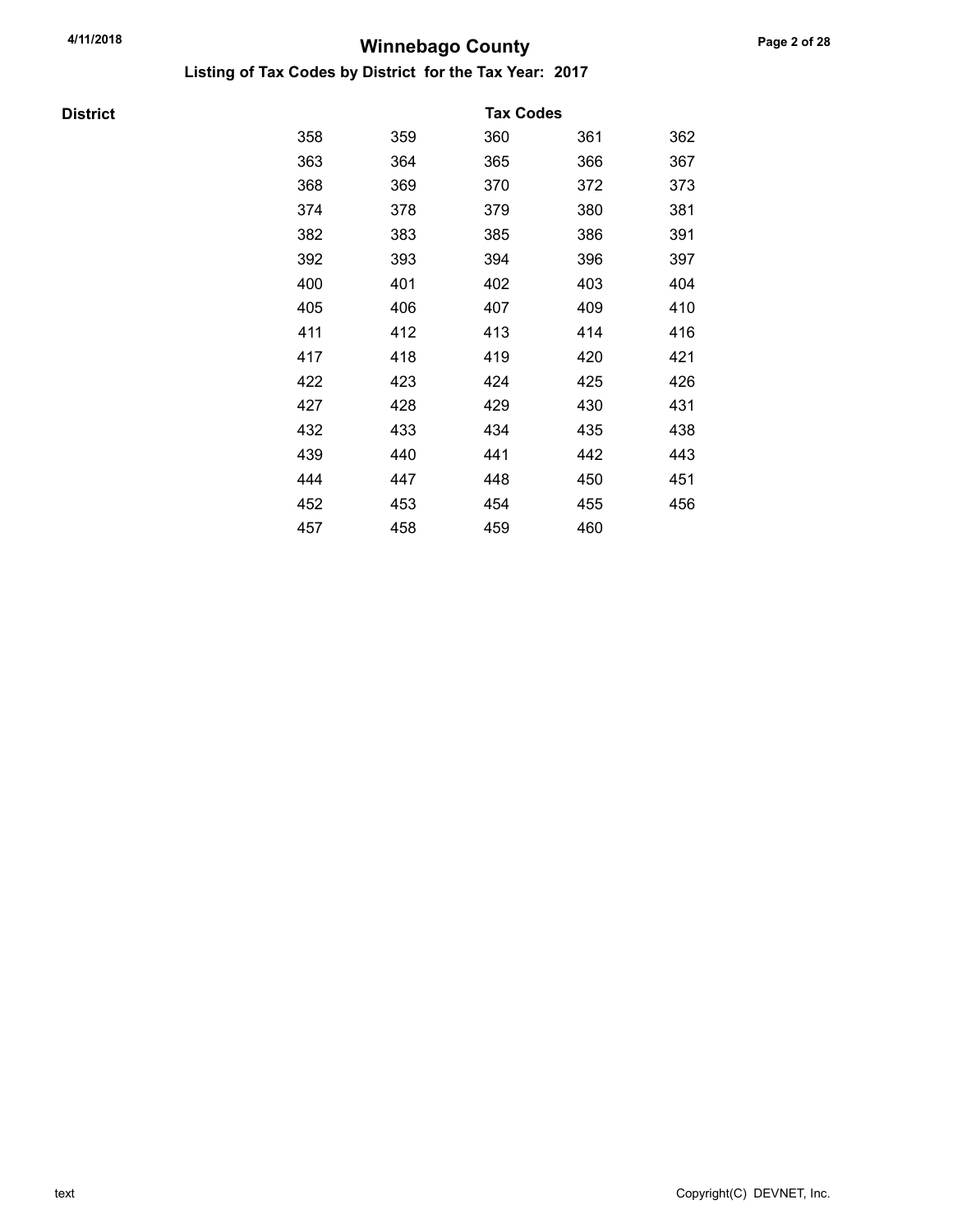# Winnebago County

## Listing of Tax Codes by District for the Tax Year: 2017

| District | Tax Codes | | | | |
|---|---|---|---|---|---|
| | 358 | 359 | 360 | 361 | 362 |
| | 363 | 364 | 365 | 366 | 367 |
| | 368 | 369 | 370 | 372 | 373 |
| | 374 | 378 | 379 | 380 | 381 |
| | 382 | 383 | 385 | 386 | 391 |
| | 392 | 393 | 394 | 396 | 397 |
| | 400 | 401 | 402 | 403 | 404 |
| | 405 | 406 | 407 | 409 | 410 |
| | 411 | 412 | 413 | 414 | 416 |
| | 417 | 418 | 419 | 420 | 421 |
| | 422 | 423 | 424 | 425 | 426 |
| | 427 | 428 | 429 | 430 | 431 |
| | 432 | 433 | 434 | 435 | 438 |
| | 439 | 440 | 441 | 442 | 443 |
| | 444 | 447 | 448 | 450 | 451 |
| | 452 | 453 | 454 | 455 | 456 |
| | 457 | 458 | 459 | 460 | |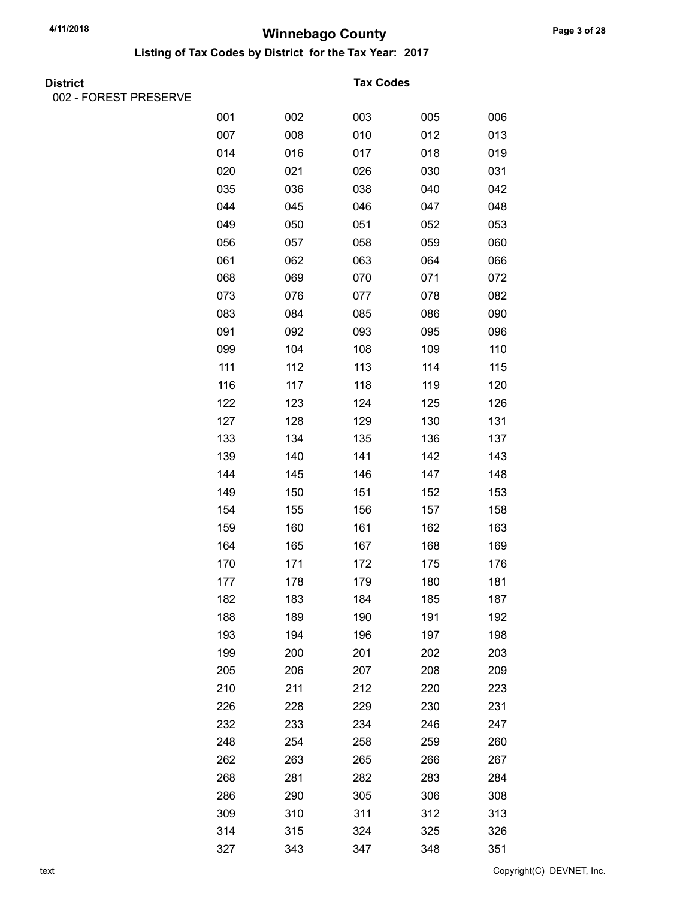# Winnebago County

## Listing of Tax Codes by District for the Tax Year: 2017

| District | Tax Codes | | | | |
|---|---|---|---|---|---|
| 002 - FOREST PRESERVE | | | | | |
| | 001 | 002 | 003 | 005 | 006 |
| | 007 | 008 | 010 | 012 | 013 |
| | 014 | 016 | 017 | 018 | 019 |
| | 020 | 021 | 026 | 030 | 031 |
| | 035 | 036 | 038 | 040 | 042 |
| | 044 | 045 | 046 | 047 | 048 |
| | 049 | 050 | 051 | 052 | 053 |
| | 056 | 057 | 058 | 059 | 060 |
| | 061 | 062 | 063 | 064 | 066 |
| | 068 | 069 | 070 | 071 | 072 |
| | 073 | 076 | 077 | 078 | 082 |
| | 083 | 084 | 085 | 086 | 090 |
| | 091 | 092 | 093 | 095 | 096 |
| | 099 | 104 | 108 | 109 | 110 |
| | 111 | 112 | 113 | 114 | 115 |
| | 116 | 117 | 118 | 119 | 120 |
| | 122 | 123 | 124 | 125 | 126 |
| | 127 | 128 | 129 | 130 | 131 |
| | 133 | 134 | 135 | 136 | 137 |
| | 139 | 140 | 141 | 142 | 143 |
| | 144 | 145 | 146 | 147 | 148 |
| | 149 | 150 | 151 | 152 | 153 |
| | 154 | 155 | 156 | 157 | 158 |
| | 159 | 160 | 161 | 162 | 163 |
| | 164 | 165 | 167 | 168 | 169 |
| | 170 | 171 | 172 | 175 | 176 |
| | 177 | 178 | 179 | 180 | 181 |
| | 182 | 183 | 184 | 185 | 187 |
| | 188 | 189 | 190 | 191 | 192 |
| | 193 | 194 | 196 | 197 | 198 |
| | 199 | 200 | 201 | 202 | 203 |
| | 205 | 206 | 207 | 208 | 209 |
| | 210 | 211 | 212 | 220 | 223 |
| | 226 | 228 | 229 | 230 | 231 |
| | 232 | 233 | 234 | 246 | 247 |
| | 248 | 254 | 258 | 259 | 260 |
| | 262 | 263 | 265 | 266 | 267 |
| | 268 | 281 | 282 | 283 | 284 |
| | 286 | 290 | 305 | 306 | 308 |
| | 309 | 310 | 311 | 312 | 313 |
| | 314 | 315 | 324 | 325 | 326 |
| | 327 | 343 | 347 | 348 | 351 |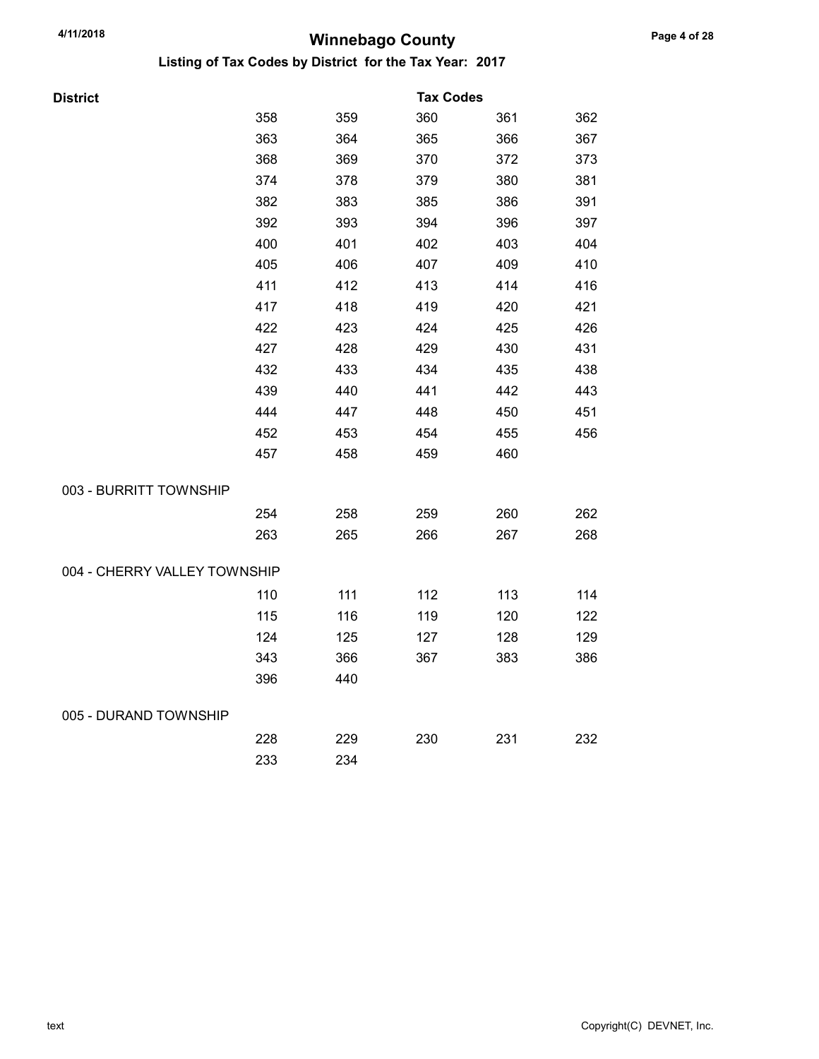# Winnebago County

## Listing of Tax Codes by District for the Tax Year: 2017

| District | Tax Codes | | | | |
|---|---|---|---|---|---|
| | 358 | 359 | 360 | 361 | 362 |
| | 363 | 364 | 365 | 366 | 367 |
| | 368 | 369 | 370 | 372 | 373 |
| | 374 | 378 | 379 | 380 | 381 |
| | 382 | 383 | 385 | 386 | 391 |
| | 392 | 393 | 394 | 396 | 397 |
| | 400 | 401 | 402 | 403 | 404 |
| | 405 | 406 | 407 | 409 | 410 |
| | 411 | 412 | 413 | 414 | 416 |
| | 417 | 418 | 419 | 420 | 421 |
| | 422 | 423 | 424 | 425 | 426 |
| | 427 | 428 | 429 | 430 | 431 |
| | 432 | 433 | 434 | 435 | 438 |
| | 439 | 440 | 441 | 442 | 443 |
| | 444 | 447 | 448 | 450 | 451 |
| | 452 | 453 | 454 | 455 | 456 |
| | 457 | 458 | 459 | 460 | |
| 003 - BURRITT TOWNSHIP | | | | | |
| | 254 | 258 | 259 | 260 | 262 |
| | 263 | 265 | 266 | 267 | 268 |
| 004 - CHERRY VALLEY TOWNSHIP | | | | | |
| | 110 | 111 | 112 | 113 | 114 |
| | 115 | 116 | 119 | 120 | 122 |
| | 124 | 125 | 127 | 128 | 129 |
| | 343 | 366 | 367 | 383 | 386 |
| | 396 | 440 | | | |
| 005 - DURAND TOWNSHIP | | | | | |
| | 228 | 229 | 230 | 231 | 232 |
| | 233 | 234 | | | |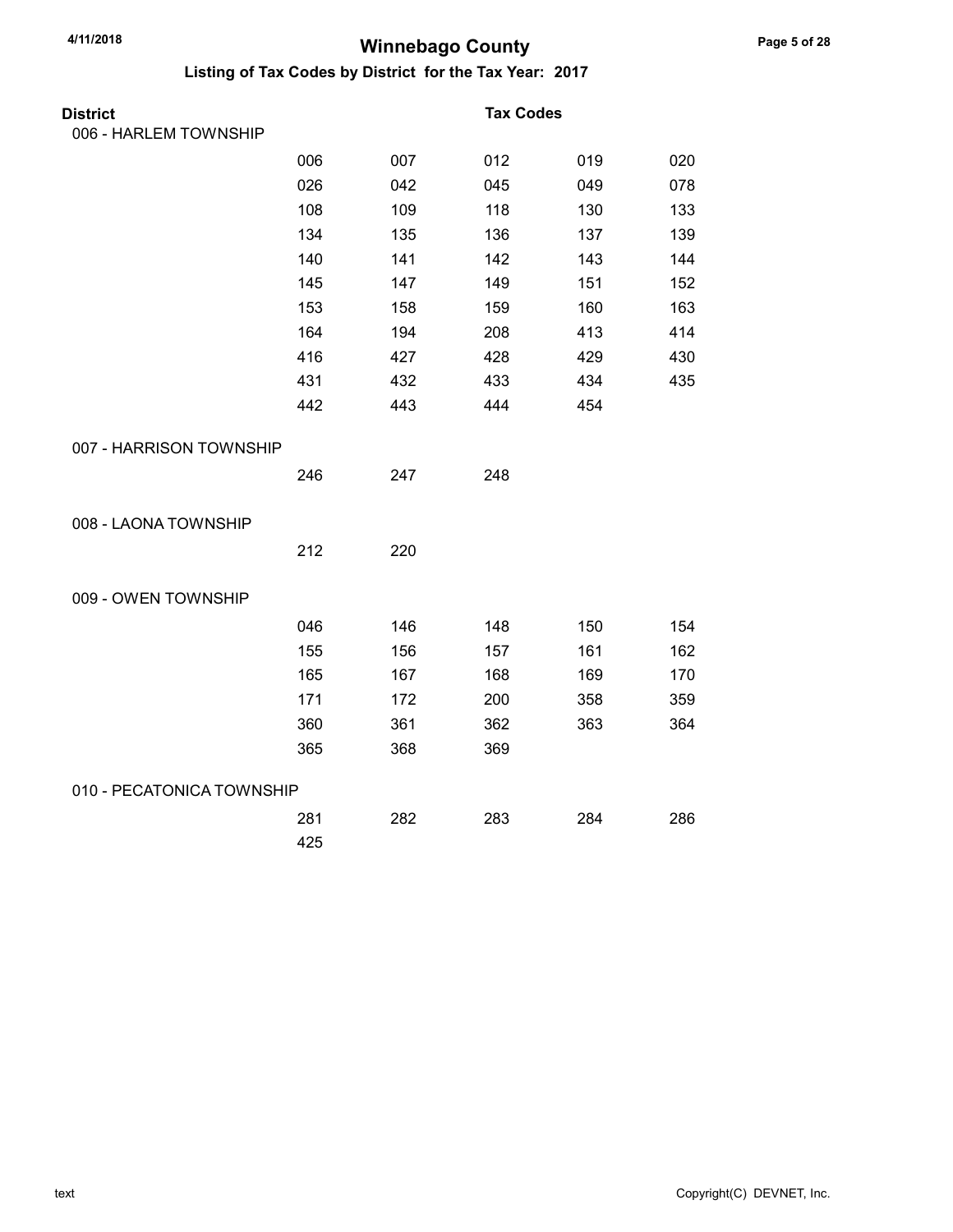# Winnebago County

## Listing of Tax Codes by District for the Tax Year: 2017

| District | Tax Codes | | | | |
|---|---|---|---|---|---|
| 006 - HARLEM TOWNSHIP | | | | | |
| | 006 | 007 | 012 | 019 | 020 |
| | 026 | 042 | 045 | 049 | 078 |
| | 108 | 109 | 118 | 130 | 133 |
| | 134 | 135 | 136 | 137 | 139 |
| | 140 | 141 | 142 | 143 | 144 |
| | 145 | 147 | 149 | 151 | 152 |
| | 153 | 158 | 159 | 160 | 163 |
| | 164 | 194 | 208 | 413 | 414 |
| | 416 | 427 | 428 | 429 | 430 |
| | 431 | 432 | 433 | 434 | 435 |
| | 442 | 443 | 444 | 454 | |
| 007 - HARRISON TOWNSHIP | | | | | |
| | 246 | 247 | 248 | | |
| 008 - LAONA TOWNSHIP | | | | | |
| | 212 | 220 | | | |
| 009 - OWEN TOWNSHIP | | | | | |
| | 046 | 146 | 148 | 150 | 154 |
| | 155 | 156 | 157 | 161 | 162 |
| | 165 | 167 | 168 | 169 | 170 |
| | 171 | 172 | 200 | 358 | 359 |
| | 360 | 361 | 362 | 363 | 364 |
| | 365 | 368 | 369 | | |
| 010 - PECATONICA TOWNSHIP | | | | | |
| | 281 | 282 | 283 | 284 | 286 |
| | 425 | | | | |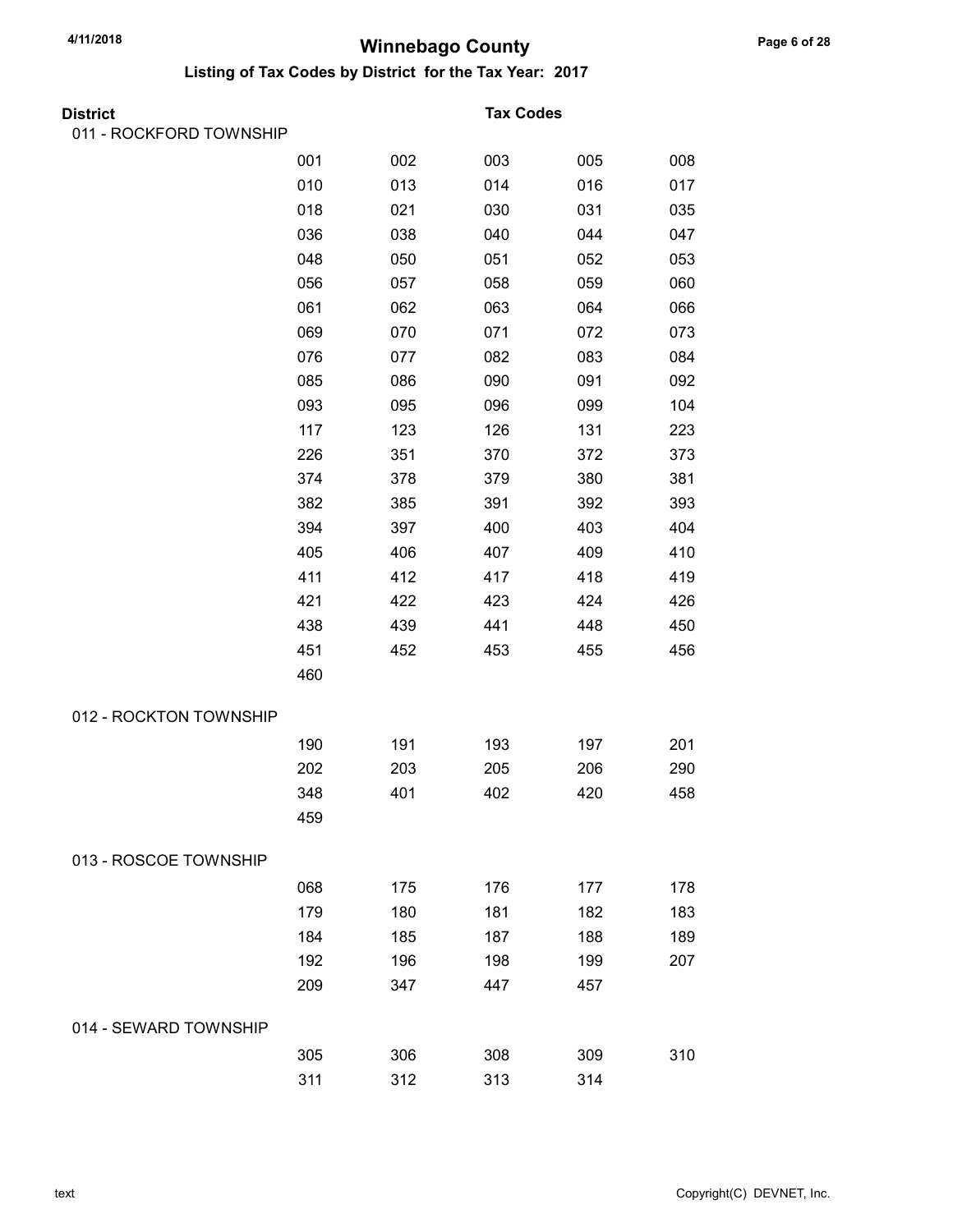# Winnebago County

## Listing of Tax Codes by District for the Tax Year: 2017

| District | Tax Codes | | | | |
|---|---|---|---|---|---|
| 011 - ROCKFORD TOWNSHIP | | | | | |
| | 001 | 002 | 003 | 005 | 008 |
| | 010 | 013 | 014 | 016 | 017 |
| | 018 | 021 | 030 | 031 | 035 |
| | 036 | 038 | 040 | 044 | 047 |
| | 048 | 050 | 051 | 052 | 053 |
| | 056 | 057 | 058 | 059 | 060 |
| | 061 | 062 | 063 | 064 | 066 |
| | 069 | 070 | 071 | 072 | 073 |
| | 076 | 077 | 082 | 083 | 084 |
| | 085 | 086 | 090 | 091 | 092 |
| | 093 | 095 | 096 | 099 | 104 |
| | 117 | 123 | 126 | 131 | 223 |
| | 226 | 351 | 370 | 372 | 373 |
| | 374 | 378 | 379 | 380 | 381 |
| | 382 | 385 | 391 | 392 | 393 |
| | 394 | 397 | 400 | 403 | 404 |
| | 405 | 406 | 407 | 409 | 410 |
| | 411 | 412 | 417 | 418 | 419 |
| | 421 | 422 | 423 | 424 | 426 |
| | 438 | 439 | 441 | 448 | 450 |
| | 451 | 452 | 453 | 455 | 456 |
| | 460 | | | | |
| 012 - ROCKTON TOWNSHIP | | | | | |
| | 190 | 191 | 193 | 197 | 201 |
| | 202 | 203 | 205 | 206 | 290 |
| | 348 | 401 | 402 | 420 | 458 |
| | 459 | | | | |
| 013 - ROSCOE TOWNSHIP | | | | | |
| | 068 | 175 | 176 | 177 | 178 |
| | 179 | 180 | 181 | 182 | 183 |
| | 184 | 185 | 187 | 188 | 189 |
| | 192 | 196 | 198 | 199 | 207 |
| | 209 | 347 | 447 | 457 | |
| 014 - SEWARD TOWNSHIP | | | | | |
| | 305 | 306 | 308 | 309 | 310 |
| | 311 | 312 | 313 | 314 | |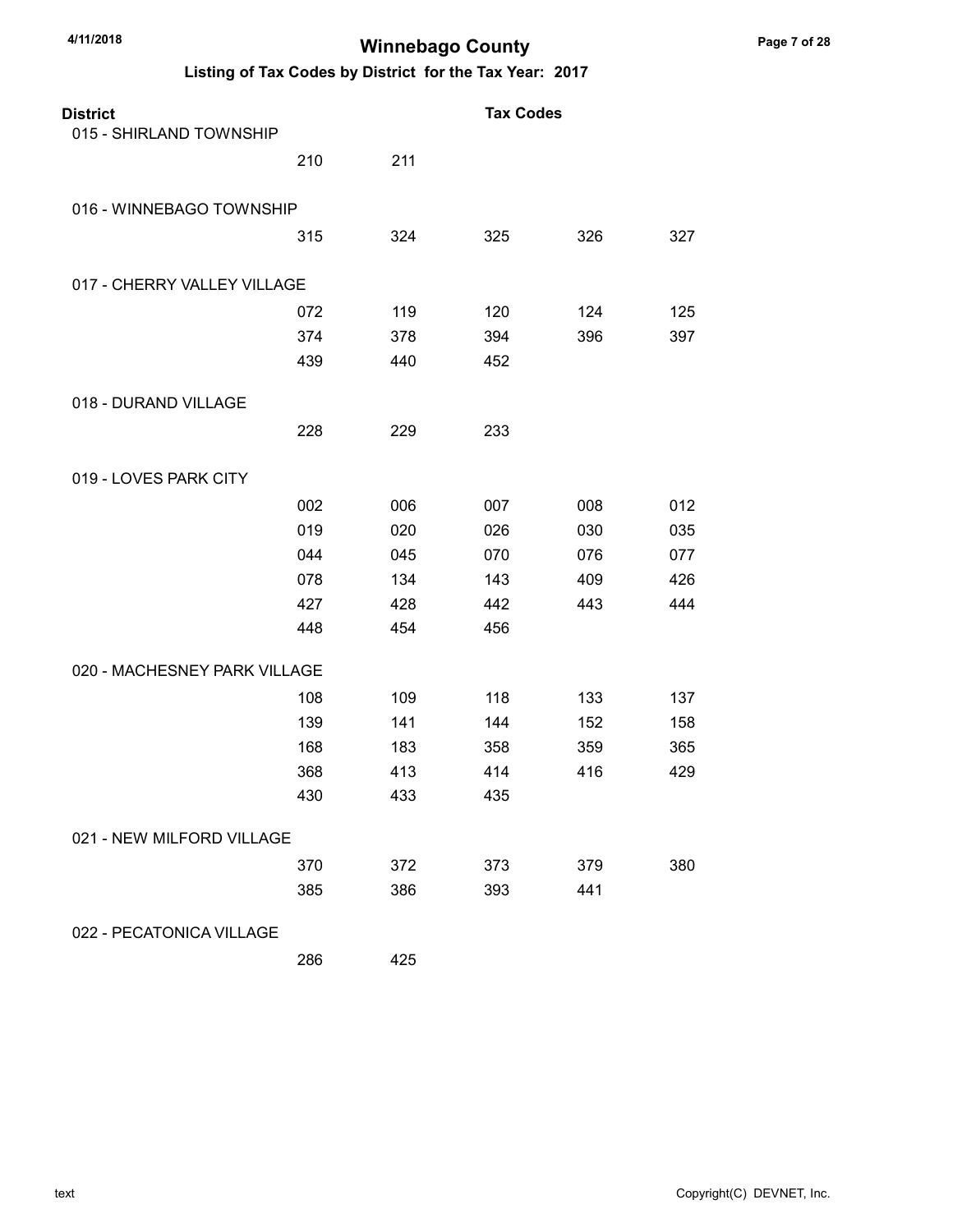# Winnebago County

## Listing of Tax Codes by District for the Tax Year: 2017

| District | Tax Codes | | | | |
|---|---|---|---|---|---|
| 015 - SHIRLAND TOWNSHIP | | | | | |
| | 210 | 211 | | | |
| 016 - WINNEBAGO TOWNSHIP | | | | | |
| | 315 | 324 | 325 | 326 | 327 |
| 017 - CHERRY VALLEY VILLAGE | | | | | |
| | 072 | 119 | 120 | 124 | 125 |
| | 374 | 378 | 394 | 396 | 397 |
| | 439 | 440 | 452 | | |
| 018 - DURAND VILLAGE | | | | | |
| | 228 | 229 | 233 | | |
| 019 - LOVES PARK CITY | | | | | |
| | 002 | 006 | 007 | 008 | 012 |
| | 019 | 020 | 026 | 030 | 035 |
| | 044 | 045 | 070 | 076 | 077 |
| | 078 | 134 | 143 | 409 | 426 |
| | 427 | 428 | 442 | 443 | 444 |
| | 448 | 454 | 456 | | |
| 020 - MACHESNEY PARK VILLAGE | | | | | |
| | 108 | 109 | 118 | 133 | 137 |
| | 139 | 141 | 144 | 152 | 158 |
| | 168 | 183 | 358 | 359 | 365 |
| | 368 | 413 | 414 | 416 | 429 |
| | 430 | 433 | 435 | | |
| 021 - NEW MILFORD VILLAGE | | | | | |
| | 370 | 372 | 373 | 379 | 380 |
| | 385 | 386 | 393 | 441 | |
| 022 - PECATONICA VILLAGE | | | | | |
| | 286 | 425 | | | |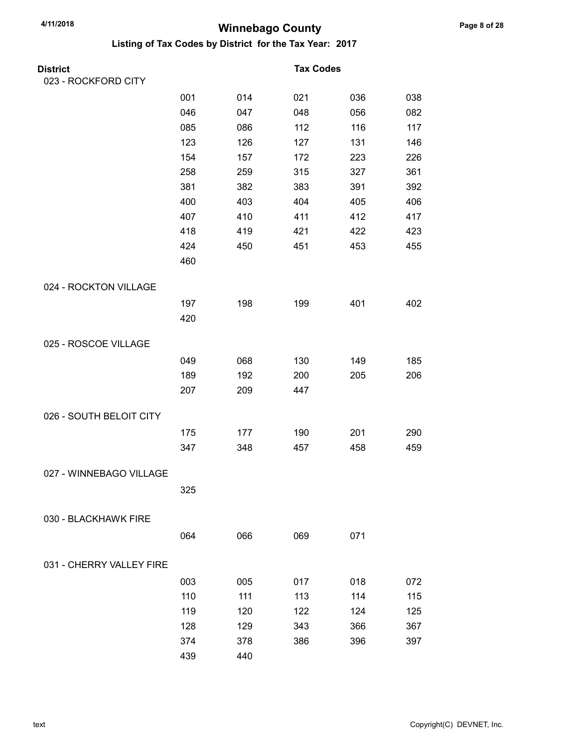# Winnebago County

## Listing of Tax Codes by District for the Tax Year: 2017

| District | Tax Codes | | | | |
|---|---|---|---|---|---|
| 023 - ROCKFORD CITY | | | | | |
| | 001 | 014 | 021 | 036 | 038 |
| | 046 | 047 | 048 | 056 | 082 |
| | 085 | 086 | 112 | 116 | 117 |
| | 123 | 126 | 127 | 131 | 146 |
| | 154 | 157 | 172 | 223 | 226 |
| | 258 | 259 | 315 | 327 | 361 |
| | 381 | 382 | 383 | 391 | 392 |
| | 400 | 403 | 404 | 405 | 406 |
| | 407 | 410 | 411 | 412 | 417 |
| | 418 | 419 | 421 | 422 | 423 |
| | 424 | 450 | 451 | 453 | 455 |
| | 460 | | | | |
| 024 - ROCKTON VILLAGE | | | | | |
| | 197 | 198 | 199 | 401 | 402 |
| | 420 | | | | |
| 025 - ROSCOE VILLAGE | | | | | |
| | 049 | 068 | 130 | 149 | 185 |
| | 189 | 192 | 200 | 205 | 206 |
| | 207 | 209 | 447 | | |
| 026 - SOUTH BELOIT CITY | | | | | |
| | 175 | 177 | 190 | 201 | 290 |
| | 347 | 348 | 457 | 458 | 459 |
| 027 - WINNEBAGO VILLAGE | | | | | |
| | 325 | | | | |
| 030 - BLACKHAWK FIRE | | | | | |
| | 064 | 066 | 069 | 071 | |
| 031 - CHERRY VALLEY FIRE | | | | | |
| | 003 | 005 | 017 | 018 | 072 |
| | 110 | 111 | 113 | 114 | 115 |
| | 119 | 120 | 122 | 124 | 125 |
| | 128 | 129 | 343 | 366 | 367 |
| | 374 | 378 | 386 | 396 | 397 |
| | 439 | 440 | | | |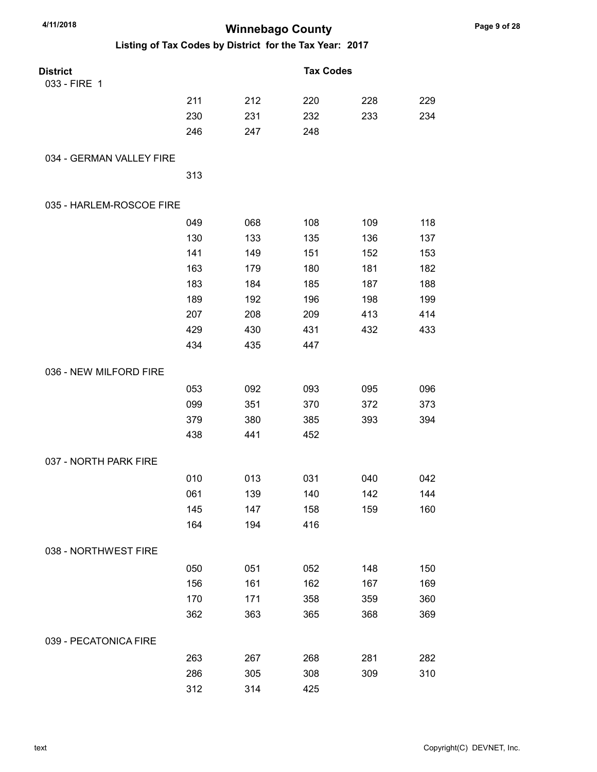# Winnebago County

## Listing of Tax Codes by District for the Tax Year: 2017

| District | Tax Codes | | | | |
|---|---|---|---|---|---|
| 033 - FIRE 1 | | | | | |
| | 211 | 212 | 220 | 228 | 229 |
| | 230 | 231 | 232 | 233 | 234 |
| | 246 | 247 | 248 | | |
| 034 - GERMAN VALLEY FIRE | | | | | |
| | 313 | | | | |
| 035 - HARLEM-ROSCOE FIRE | | | | | |
| | 049 | 068 | 108 | 109 | 118 |
| | 130 | 133 | 135 | 136 | 137 |
| | 141 | 149 | 151 | 152 | 153 |
| | 163 | 179 | 180 | 181 | 182 |
| | 183 | 184 | 185 | 187 | 188 |
| | 189 | 192 | 196 | 198 | 199 |
| | 207 | 208 | 209 | 413 | 414 |
| | 429 | 430 | 431 | 432 | 433 |
| | 434 | 435 | 447 | | |
| 036 - NEW MILFORD FIRE | | | | | |
| | 053 | 092 | 093 | 095 | 096 |
| | 099 | 351 | 370 | 372 | 373 |
| | 379 | 380 | 385 | 393 | 394 |
| | 438 | 441 | 452 | | |
| 037 - NORTH PARK FIRE | | | | | |
| | 010 | 013 | 031 | 040 | 042 |
| | 061 | 139 | 140 | 142 | 144 |
| | 145 | 147 | 158 | 159 | 160 |
| | 164 | 194 | 416 | | |
| 038 - NORTHWEST FIRE | | | | | |
| | 050 | 051 | 052 | 148 | 150 |
| | 156 | 161 | 162 | 167 | 169 |
| | 170 | 171 | 358 | 359 | 360 |
| | 362 | 363 | 365 | 368 | 369 |
| 039 - PECATONICA FIRE | | | | | |
| | 263 | 267 | 268 | 281 | 282 |
| | 286 | 305 | 308 | 309 | 310 |
| | 312 | 314 | 425 | | |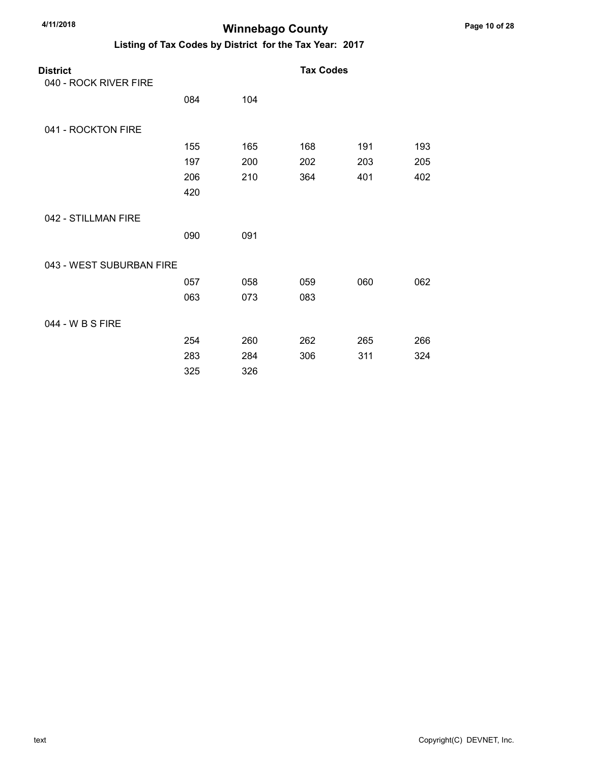# Winnebago County

## Listing of Tax Codes by District for the Tax Year: 2017

| District | Tax Codes | | | | |
|---|---|---|---|---|---|
| 040 - ROCK RIVER FIRE | | | | | |
| | 084 | 104 | | | |
| 041 - ROCKTON FIRE | | | | | |
| | 155 | 165 | 168 | 191 | 193 |
| | 197 | 200 | 202 | 203 | 205 |
| | 206 | 210 | 364 | 401 | 402 |
| | 420 | | | | |
| 042 - STILLMAN FIRE | | | | | |
| | 090 | 091 | | | |
| 043 - WEST SUBURBAN FIRE | | | | | |
| | 057 | 058 | 059 | 060 | 062 |
| | 063 | 073 | 083 | | |
| 044 - W B S FIRE | | | | | |
| | 254 | 260 | 262 | 265 | 266 |
| | 283 | 284 | 306 | 311 | 324 |
| | 325 | 326 | | | |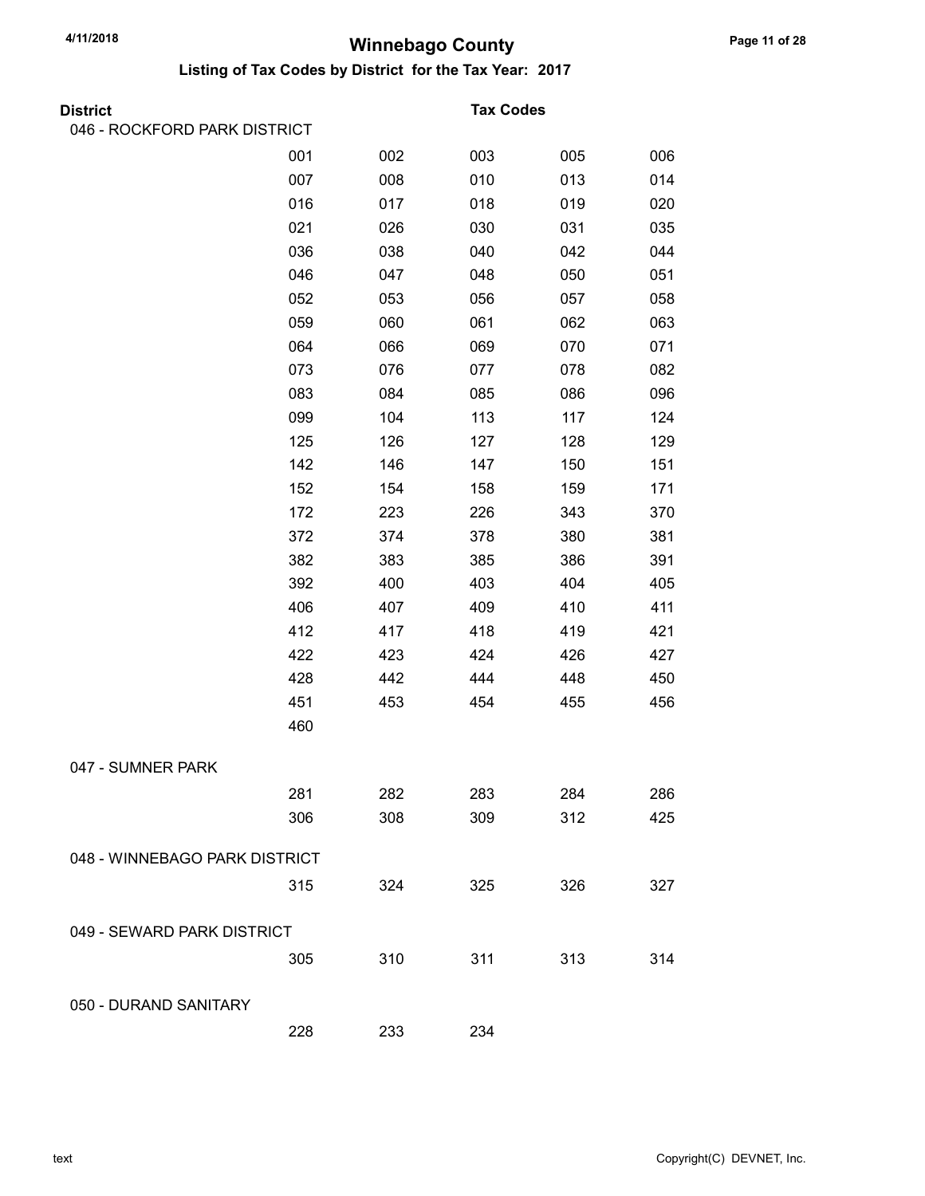# Winnebago County

## Listing of Tax Codes by District for the Tax Year: 2017

| District | Tax Codes | | | | |
|---|---|---|---|---|---|
| 046 - ROCKFORD PARK DISTRICT | | | | | |
| | 001 | 002 | 003 | 005 | 006 |
| | 007 | 008 | 010 | 013 | 014 |
| | 016 | 017 | 018 | 019 | 020 |
| | 021 | 026 | 030 | 031 | 035 |
| | 036 | 038 | 040 | 042 | 044 |
| | 046 | 047 | 048 | 050 | 051 |
| | 052 | 053 | 056 | 057 | 058 |
| | 059 | 060 | 061 | 062 | 063 |
| | 064 | 066 | 069 | 070 | 071 |
| | 073 | 076 | 077 | 078 | 082 |
| | 083 | 084 | 085 | 086 | 096 |
| | 099 | 104 | 113 | 117 | 124 |
| | 125 | 126 | 127 | 128 | 129 |
| | 142 | 146 | 147 | 150 | 151 |
| | 152 | 154 | 158 | 159 | 171 |
| | 172 | 223 | 226 | 343 | 370 |
| | 372 | 374 | 378 | 380 | 381 |
| | 382 | 383 | 385 | 386 | 391 |
| | 392 | 400 | 403 | 404 | 405 |
| | 406 | 407 | 409 | 410 | 411 |
| | 412 | 417 | 418 | 419 | 421 |
| | 422 | 423 | 424 | 426 | 427 |
| | 428 | 442 | 444 | 448 | 450 |
| | 451 | 453 | 454 | 455 | 456 |
| | 460 | | | | |
| 047 - SUMNER PARK | | | | | |
| | 281 | 282 | 283 | 284 | 286 |
| | 306 | 308 | 309 | 312 | 425 |
| 048 - WINNEBAGO PARK DISTRICT | | | | | |
| | 315 | 324 | 325 | 326 | 327 |
| 049 - SEWARD PARK DISTRICT | | | | | |
| | 305 | 310 | 311 | 313 | 314 |
| 050 - DURAND SANITARY | | | | | |
| | 228 | 233 | 234 | | |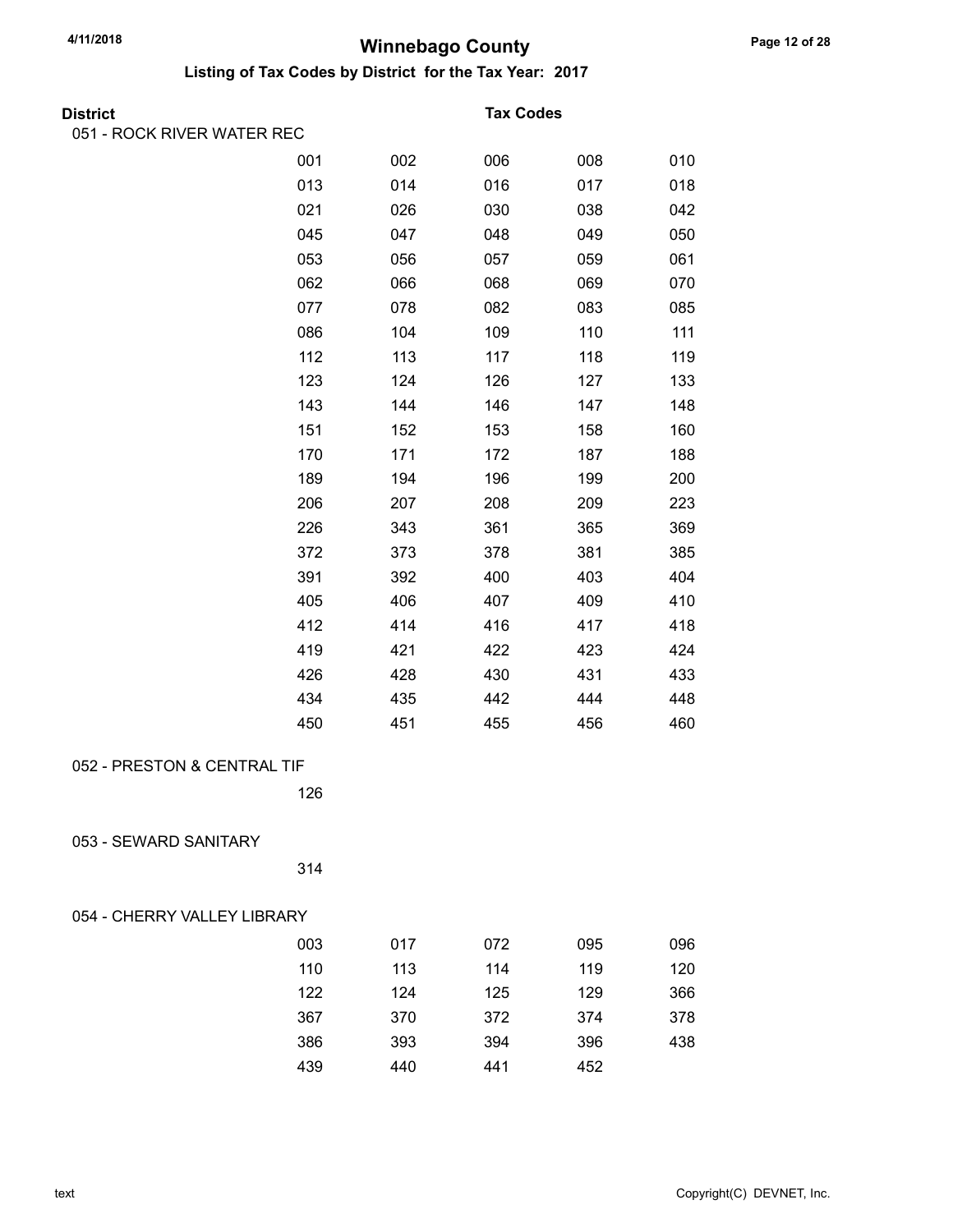# Winnebago County

## Listing of Tax Codes by District for the Tax Year: 2017

**District** | **Tax Codes**

### 051 - ROCK RIVER WATER REC

| | | | | |
|---|---|---|---|---|
| 001 | 002 | 006 | 008 | 010 |
| 013 | 014 | 016 | 017 | 018 |
| 021 | 026 | 030 | 038 | 042 |
| 045 | 047 | 048 | 049 | 050 |
| 053 | 056 | 057 | 059 | 061 |
| 062 | 066 | 068 | 069 | 070 |
| 077 | 078 | 082 | 083 | 085 |
| 086 | 104 | 109 | 110 | 111 |
| 112 | 113 | 117 | 118 | 119 |
| 123 | 124 | 126 | 127 | 133 |
| 143 | 144 | 146 | 147 | 148 |
| 151 | 152 | 153 | 158 | 160 |
| 170 | 171 | 172 | 187 | 188 |
| 189 | 194 | 196 | 199 | 200 |
| 206 | 207 | 208 | 209 | 223 |
| 226 | 343 | 361 | 365 | 369 |
| 372 | 373 | 378 | 381 | 385 |
| 391 | 392 | 400 | 403 | 404 |
| 405 | 406 | 407 | 409 | 410 |
| 412 | 414 | 416 | 417 | 418 |
| 419 | 421 | 422 | 423 | 424 |
| 426 | 428 | 430 | 431 | 433 |
| 434 | 435 | 442 | 444 | 448 |
| 450 | 451 | 455 | 456 | 460 |

### 052 - PRESTON & CENTRAL TIF

| |
|---|
| 126 |

### 053 - SEWARD SANITARY

| |
|---|
| 314 |

### 054 - CHERRY VALLEY LIBRARY

| | | | | |
|---|---|---|---|---|
| 003 | 017 | 072 | 095 | 096 |
| 110 | 113 | 114 | 119 | 120 |
| 122 | 124 | 125 | 129 | 366 |
| 367 | 370 | 372 | 374 | 378 |
| 386 | 393 | 394 | 396 | 438 |
| 439 | 440 | 441 | 452 | |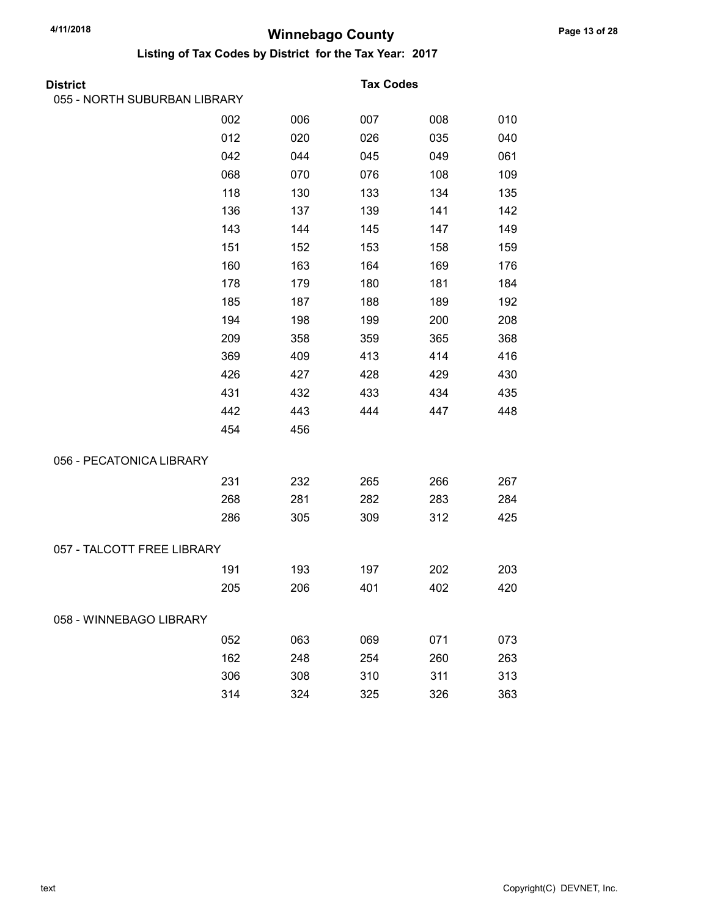# Winnebago County

## Listing of Tax Codes by District for the Tax Year: 2017

**District** — **Tax Codes**

### 055 - NORTH SUBURBAN LIBRARY

| | | | | |
|---|---|---|---|---|
| 002 | 006 | 007 | 008 | 010 |
| 012 | 020 | 026 | 035 | 040 |
| 042 | 044 | 045 | 049 | 061 |
| 068 | 070 | 076 | 108 | 109 |
| 118 | 130 | 133 | 134 | 135 |
| 136 | 137 | 139 | 141 | 142 |
| 143 | 144 | 145 | 147 | 149 |
| 151 | 152 | 153 | 158 | 159 |
| 160 | 163 | 164 | 169 | 176 |
| 178 | 179 | 180 | 181 | 184 |
| 185 | 187 | 188 | 189 | 192 |
| 194 | 198 | 199 | 200 | 208 |
| 209 | 358 | 359 | 365 | 368 |
| 369 | 409 | 413 | 414 | 416 |
| 426 | 427 | 428 | 429 | 430 |
| 431 | 432 | 433 | 434 | 435 |
| 442 | 443 | 444 | 447 | 448 |
| 454 | 456 | | | |

### 056 - PECATONICA LIBRARY

| | | | | |
|---|---|---|---|---|
| 231 | 232 | 265 | 266 | 267 |
| 268 | 281 | 282 | 283 | 284 |
| 286 | 305 | 309 | 312 | 425 |

### 057 - TALCOTT FREE LIBRARY

| | | | | |
|---|---|---|---|---|
| 191 | 193 | 197 | 202 | 203 |
| 205 | 206 | 401 | 402 | 420 |

### 058 - WINNEBAGO LIBRARY

| | | | | |
|---|---|---|---|---|
| 052 | 063 | 069 | 071 | 073 |
| 162 | 248 | 254 | 260 | 263 |
| 306 | 308 | 310 | 311 | 313 |
| 314 | 324 | 325 | 326 | 363 |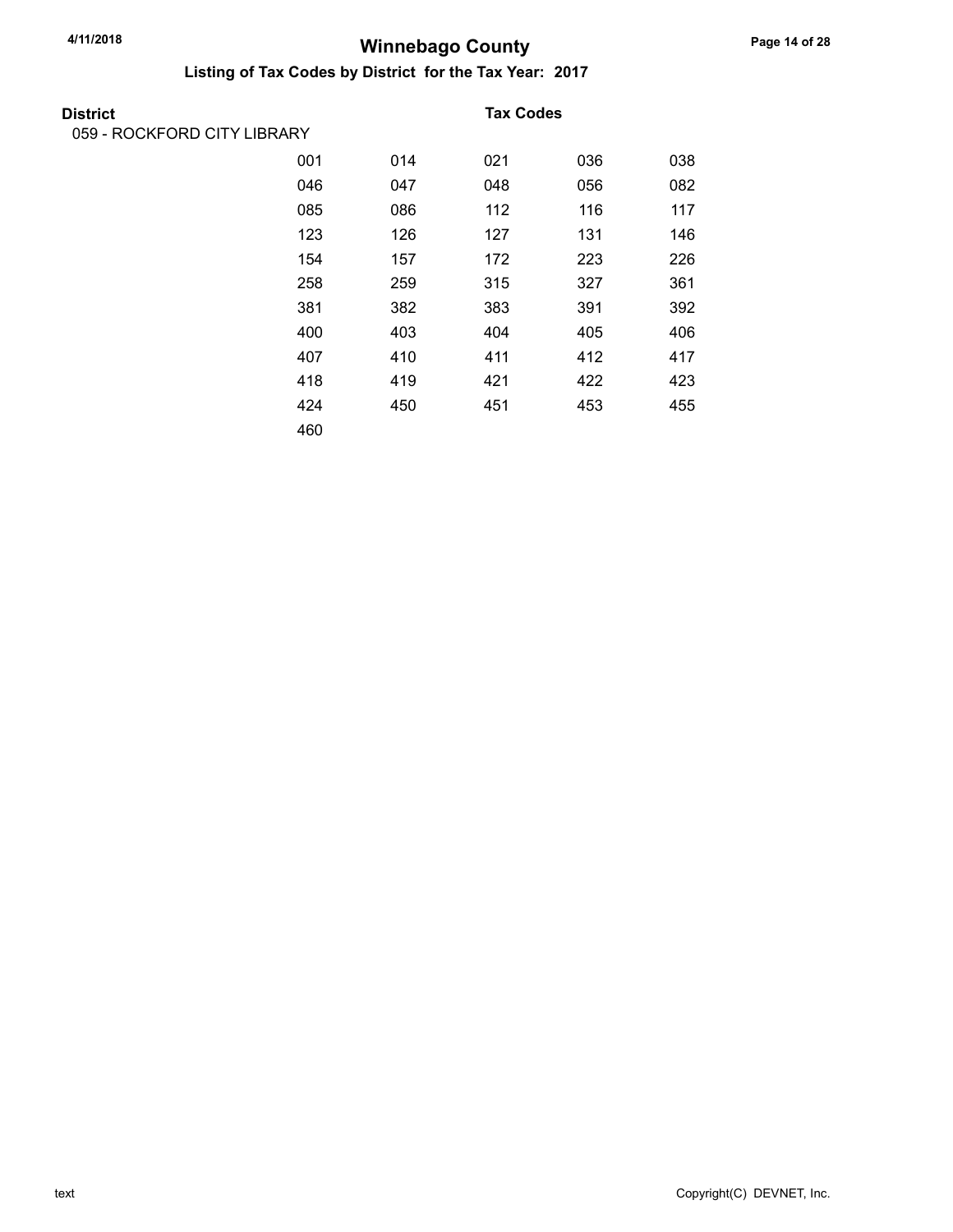# Winnebago County

## Listing of Tax Codes by District for the Tax Year: 2017

**District** — **Tax Codes**

059 - ROCKFORD CITY LIBRARY

| | | | | |
|---|---|---|---|---|
| 001 | 014 | 021 | 036 | 038 |
| 046 | 047 | 048 | 056 | 082 |
| 085 | 086 | 112 | 116 | 117 |
| 123 | 126 | 127 | 131 | 146 |
| 154 | 157 | 172 | 223 | 226 |
| 258 | 259 | 315 | 327 | 361 |
| 381 | 382 | 383 | 391 | 392 |
| 400 | 403 | 404 | 405 | 406 |
| 407 | 410 | 411 | 412 | 417 |
| 418 | 419 | 421 | 422 | 423 |
| 424 | 450 | 451 | 453 | 455 |
| 460 | | | | |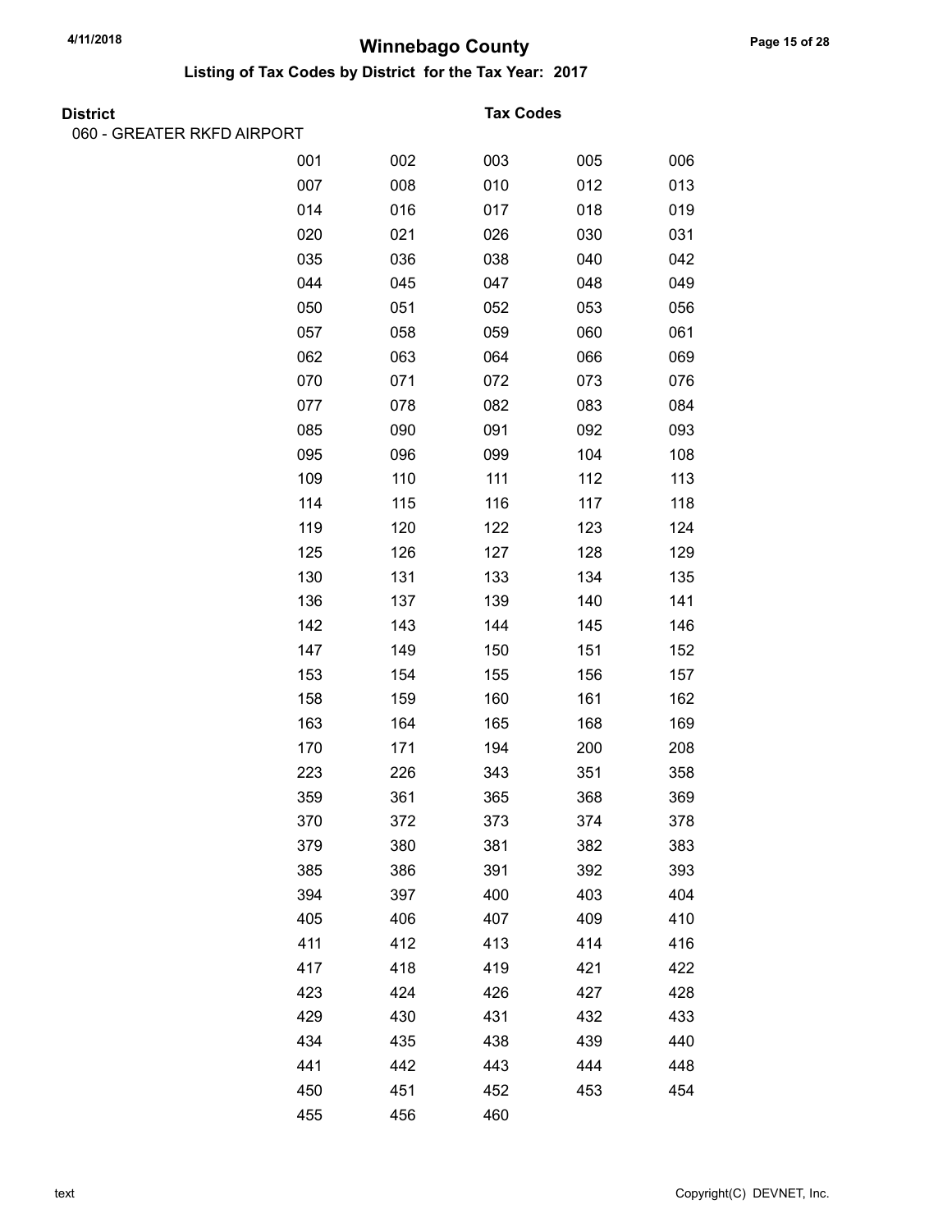# Winnebago County

## Listing of Tax Codes by District for the Tax Year: 2017

**District** | **Tax Codes**

060 - GREATER RKFD AIRPORT

| | | | | |
|---|---|---|---|---|
| 001 | 002 | 003 | 005 | 006 |
| 007 | 008 | 010 | 012 | 013 |
| 014 | 016 | 017 | 018 | 019 |
| 020 | 021 | 026 | 030 | 031 |
| 035 | 036 | 038 | 040 | 042 |
| 044 | 045 | 047 | 048 | 049 |
| 050 | 051 | 052 | 053 | 056 |
| 057 | 058 | 059 | 060 | 061 |
| 062 | 063 | 064 | 066 | 069 |
| 070 | 071 | 072 | 073 | 076 |
| 077 | 078 | 082 | 083 | 084 |
| 085 | 090 | 091 | 092 | 093 |
| 095 | 096 | 099 | 104 | 108 |
| 109 | 110 | 111 | 112 | 113 |
| 114 | 115 | 116 | 117 | 118 |
| 119 | 120 | 122 | 123 | 124 |
| 125 | 126 | 127 | 128 | 129 |
| 130 | 131 | 133 | 134 | 135 |
| 136 | 137 | 139 | 140 | 141 |
| 142 | 143 | 144 | 145 | 146 |
| 147 | 149 | 150 | 151 | 152 |
| 153 | 154 | 155 | 156 | 157 |
| 158 | 159 | 160 | 161 | 162 |
| 163 | 164 | 165 | 168 | 169 |
| 170 | 171 | 194 | 200 | 208 |
| 223 | 226 | 343 | 351 | 358 |
| 359 | 361 | 365 | 368 | 369 |
| 370 | 372 | 373 | 374 | 378 |
| 379 | 380 | 381 | 382 | 383 |
| 385 | 386 | 391 | 392 | 393 |
| 394 | 397 | 400 | 403 | 404 |
| 405 | 406 | 407 | 409 | 410 |
| 411 | 412 | 413 | 414 | 416 |
| 417 | 418 | 419 | 421 | 422 |
| 423 | 424 | 426 | 427 | 428 |
| 429 | 430 | 431 | 432 | 433 |
| 434 | 435 | 438 | 439 | 440 |
| 441 | 442 | 443 | 444 | 448 |
| 450 | 451 | 452 | 453 | 454 |
| 455 | 456 | 460 | | |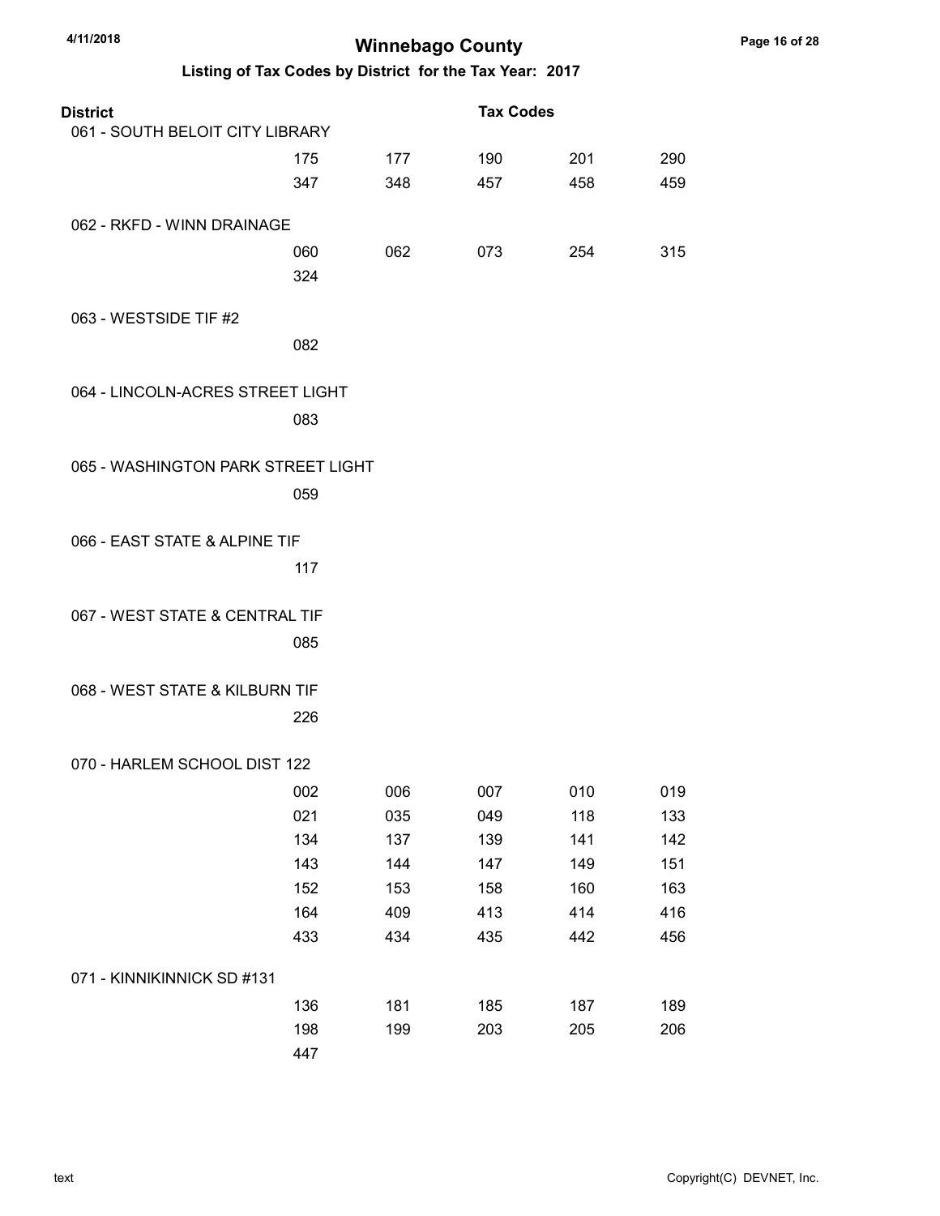# Winnebago County

## Listing of Tax Codes by District for the Tax Year: 2017

| District | | | Tax Codes | | |
|---|---|---|---|---|---|
| 061 - SOUTH BELOIT CITY LIBRARY | | | | | |
| | 175 | 177 | 190 | 201 | 290 |
| | 347 | 348 | 457 | 458 | 459 |
| 062 - RKFD - WINN DRAINAGE | | | | | |
| | 060 | 062 | 073 | 254 | 315 |
| | 324 | | | | |
| 063 - WESTSIDE TIF #2 | | | | | |
| | 082 | | | | |
| 064 - LINCOLN-ACRES STREET LIGHT | | | | | |
| | 083 | | | | |
| 065 - WASHINGTON PARK STREET LIGHT | | | | | |
| | 059 | | | | |
| 066 - EAST STATE & ALPINE TIF | | | | | |
| | 117 | | | | |
| 067 - WEST STATE & CENTRAL TIF | | | | | |
| | 085 | | | | |
| 068 - WEST STATE & KILBURN TIF | | | | | |
| | 226 | | | | |
| 070 - HARLEM SCHOOL DIST 122 | | | | | |
| | 002 | 006 | 007 | 010 | 019 |
| | 021 | 035 | 049 | 118 | 133 |
| | 134 | 137 | 139 | 141 | 142 |
| | 143 | 144 | 147 | 149 | 151 |
| | 152 | 153 | 158 | 160 | 163 |
| | 164 | 409 | 413 | 414 | 416 |
| | 433 | 434 | 435 | 442 | 456 |
| 071 - KINNIKINNICK SD #131 | | | | | |
| | 136 | 181 | 185 | 187 | 189 |
| | 198 | 199 | 203 | 205 | 206 |
| | 447 | | | | |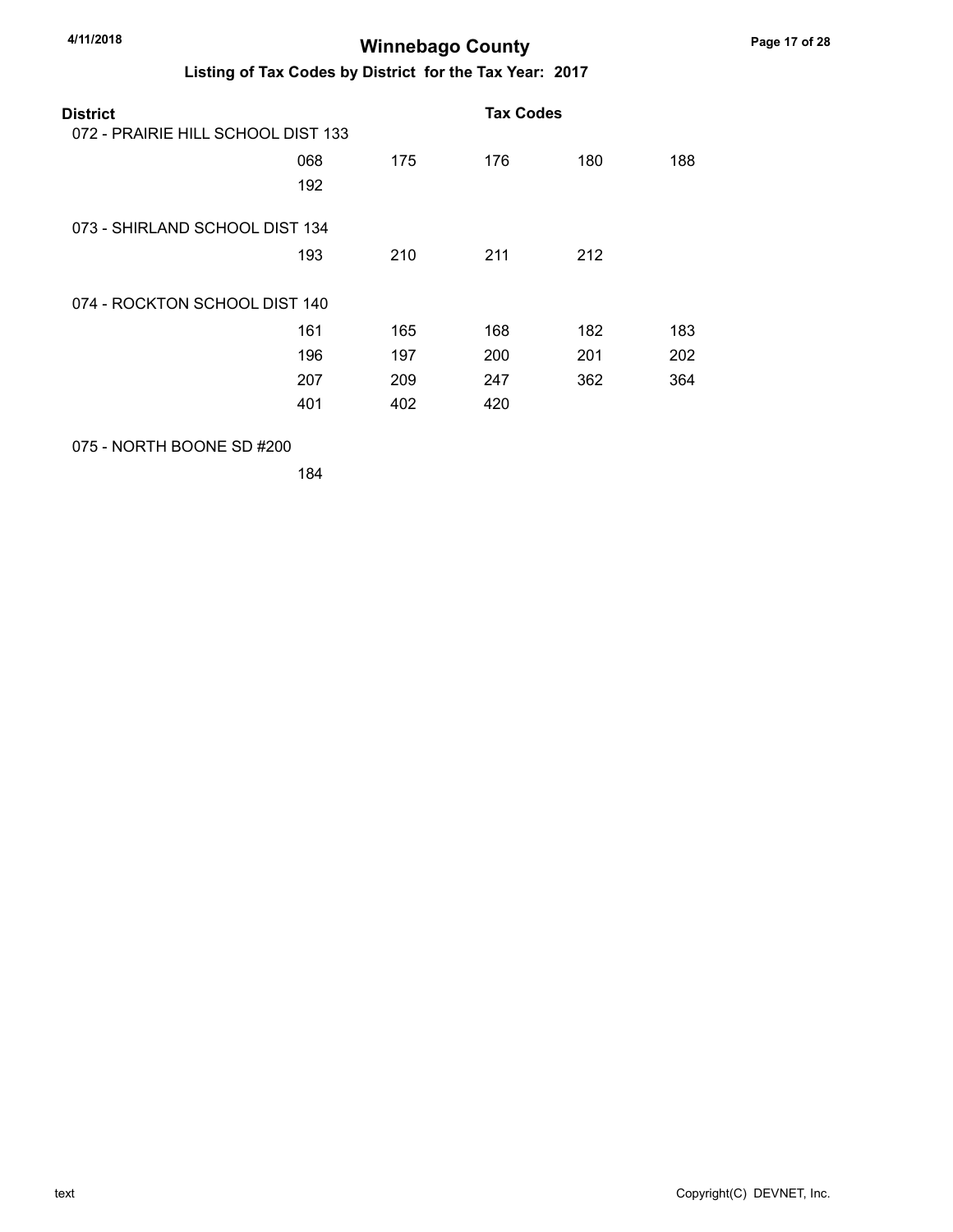# Winnebago County

## Listing of Tax Codes by District for the Tax Year: 2017

| District | Tax Codes | | | | |
|---|---|---|---|---|---|
| 072 - PRAIRIE HILL SCHOOL DIST 133 | | | | | |
| | 068 | 175 | 176 | 180 | 188 |
| | 192 | | | | |
| 073 - SHIRLAND SCHOOL DIST 134 | | | | | |
| | 193 | 210 | 211 | 212 | |
| 074 - ROCKTON SCHOOL DIST 140 | | | | | |
| | 161 | 165 | 168 | 182 | 183 |
| | 196 | 197 | 200 | 201 | 202 |
| | 207 | 209 | 247 | 362 | 364 |
| | 401 | 402 | 420 | | |
| 075 - NORTH BOONE SD #200 | | | | | |
| | 184 | | | | |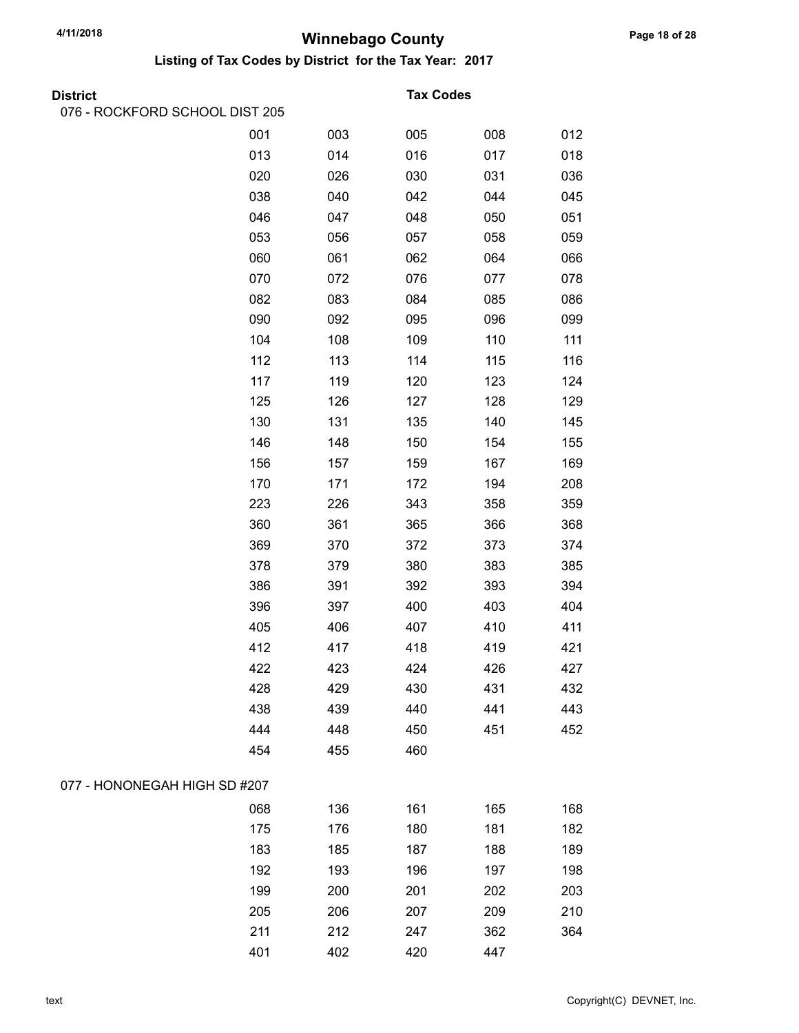# Winnebago County

## Listing of Tax Codes by District for the Tax Year: 2017

**District** | **Tax Codes**

### 076 - ROCKFORD SCHOOL DIST 205

| | | | | |
|---|---|---|---|---|
| 001 | 003 | 005 | 008 | 012 |
| 013 | 014 | 016 | 017 | 018 |
| 020 | 026 | 030 | 031 | 036 |
| 038 | 040 | 042 | 044 | 045 |
| 046 | 047 | 048 | 050 | 051 |
| 053 | 056 | 057 | 058 | 059 |
| 060 | 061 | 062 | 064 | 066 |
| 070 | 072 | 076 | 077 | 078 |
| 082 | 083 | 084 | 085 | 086 |
| 090 | 092 | 095 | 096 | 099 |
| 104 | 108 | 109 | 110 | 111 |
| 112 | 113 | 114 | 115 | 116 |
| 117 | 119 | 120 | 123 | 124 |
| 125 | 126 | 127 | 128 | 129 |
| 130 | 131 | 135 | 140 | 145 |
| 146 | 148 | 150 | 154 | 155 |
| 156 | 157 | 159 | 167 | 169 |
| 170 | 171 | 172 | 194 | 208 |
| 223 | 226 | 343 | 358 | 359 |
| 360 | 361 | 365 | 366 | 368 |
| 369 | 370 | 372 | 373 | 374 |
| 378 | 379 | 380 | 383 | 385 |
| 386 | 391 | 392 | 393 | 394 |
| 396 | 397 | 400 | 403 | 404 |
| 405 | 406 | 407 | 410 | 411 |
| 412 | 417 | 418 | 419 | 421 |
| 422 | 423 | 424 | 426 | 427 |
| 428 | 429 | 430 | 431 | 432 |
| 438 | 439 | 440 | 441 | 443 |
| 444 | 448 | 450 | 451 | 452 |
| 454 | 455 | 460 | | |

### 077 - HONONEGAH HIGH SD #207

| | | | | |
|---|---|---|---|---|
| 068 | 136 | 161 | 165 | 168 |
| 175 | 176 | 180 | 181 | 182 |
| 183 | 185 | 187 | 188 | 189 |
| 192 | 193 | 196 | 197 | 198 |
| 199 | 200 | 201 | 202 | 203 |
| 205 | 206 | 207 | 209 | 210 |
| 211 | 212 | 247 | 362 | 364 |
| 401 | 402 | 420 | 447 | |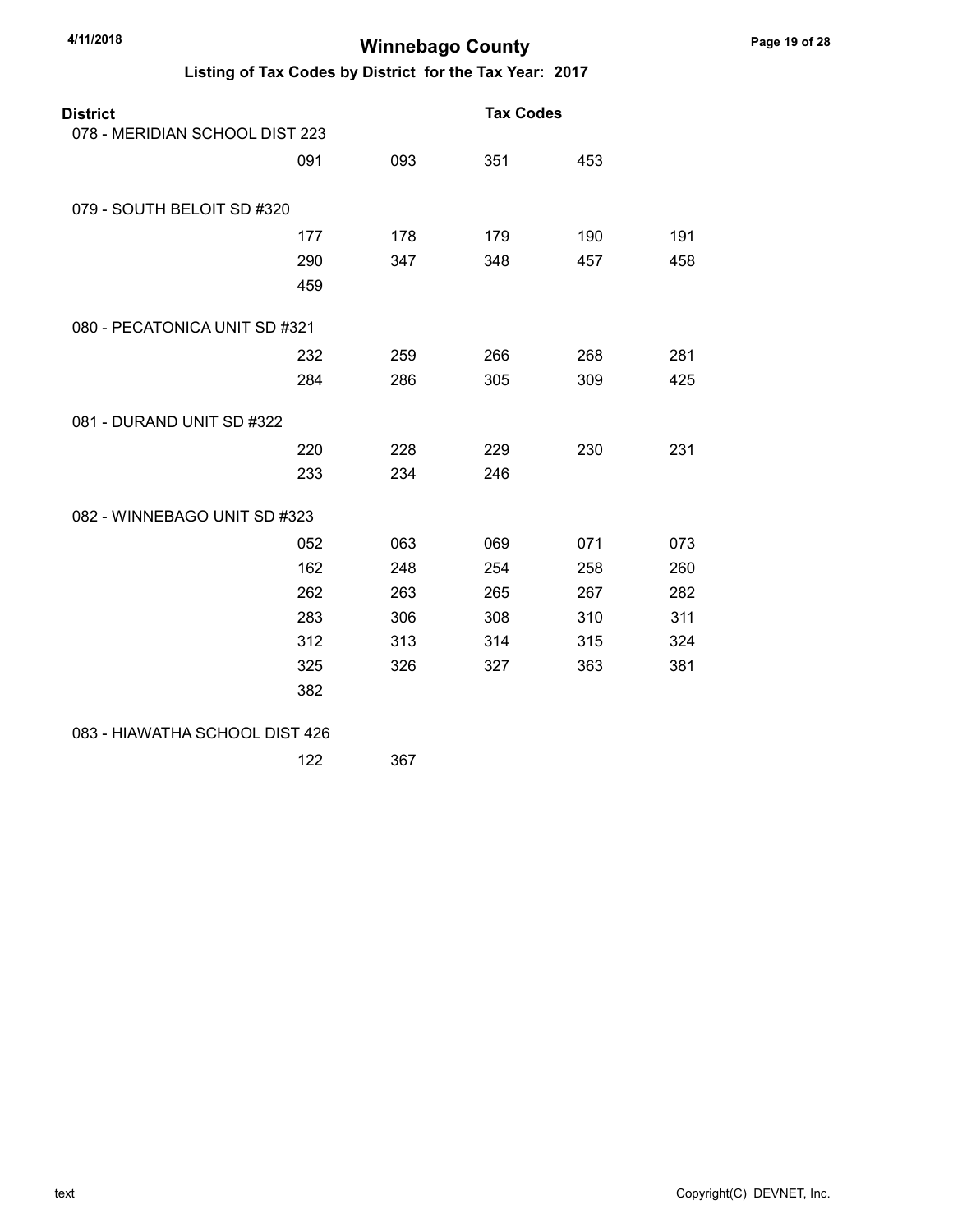# Winnebago County

## Listing of Tax Codes by District for the Tax Year: 2017

| District | Tax Codes | | | | |
|---|---|---|---|---|---|
| 078 - MERIDIAN SCHOOL DIST 223 | | | | | |
| | 091 | 093 | 351 | 453 | |
| 079 - SOUTH BELOIT SD #320 | | | | | |
| | 177 | 178 | 179 | 190 | 191 |
| | 290 | 347 | 348 | 457 | 458 |
| | 459 | | | | |
| 080 - PECATONICA UNIT SD #321 | | | | | |
| | 232 | 259 | 266 | 268 | 281 |
| | 284 | 286 | 305 | 309 | 425 |
| 081 - DURAND UNIT SD #322 | | | | | |
| | 220 | 228 | 229 | 230 | 231 |
| | 233 | 234 | 246 | | |
| 082 - WINNEBAGO UNIT SD #323 | | | | | |
| | 052 | 063 | 069 | 071 | 073 |
| | 162 | 248 | 254 | 258 | 260 |
| | 262 | 263 | 265 | 267 | 282 |
| | 283 | 306 | 308 | 310 | 311 |
| | 312 | 313 | 314 | 315 | 324 |
| | 325 | 326 | 327 | 363 | 381 |
| | 382 | | | | |
| 083 - HIAWATHA SCHOOL DIST 426 | | | | | |
| | 122 | 367 | | | |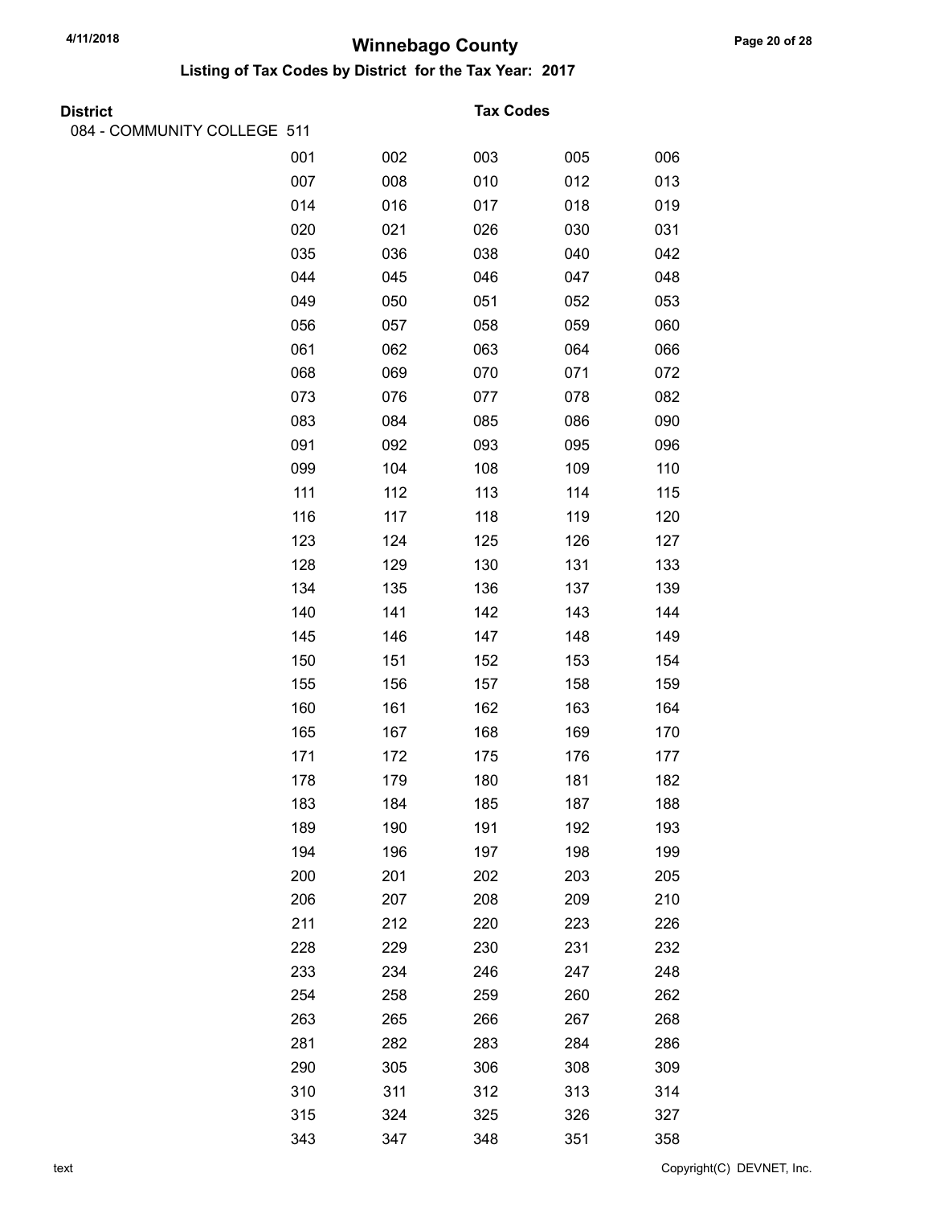# Winnebago County

## Listing of Tax Codes by District for the Tax Year: 2017

**District** — **Tax Codes**

084 - COMMUNITY COLLEGE 511

| | | | | |
|---|---|---|---|---|
| 001 | 002 | 003 | 005 | 006 |
| 007 | 008 | 010 | 012 | 013 |
| 014 | 016 | 017 | 018 | 019 |
| 020 | 021 | 026 | 030 | 031 |
| 035 | 036 | 038 | 040 | 042 |
| 044 | 045 | 046 | 047 | 048 |
| 049 | 050 | 051 | 052 | 053 |
| 056 | 057 | 058 | 059 | 060 |
| 061 | 062 | 063 | 064 | 066 |
| 068 | 069 | 070 | 071 | 072 |
| 073 | 076 | 077 | 078 | 082 |
| 083 | 084 | 085 | 086 | 090 |
| 091 | 092 | 093 | 095 | 096 |
| 099 | 104 | 108 | 109 | 110 |
| 111 | 112 | 113 | 114 | 115 |
| 116 | 117 | 118 | 119 | 120 |
| 123 | 124 | 125 | 126 | 127 |
| 128 | 129 | 130 | 131 | 133 |
| 134 | 135 | 136 | 137 | 139 |
| 140 | 141 | 142 | 143 | 144 |
| 145 | 146 | 147 | 148 | 149 |
| 150 | 151 | 152 | 153 | 154 |
| 155 | 156 | 157 | 158 | 159 |
| 160 | 161 | 162 | 163 | 164 |
| 165 | 167 | 168 | 169 | 170 |
| 171 | 172 | 175 | 176 | 177 |
| 178 | 179 | 180 | 181 | 182 |
| 183 | 184 | 185 | 187 | 188 |
| 189 | 190 | 191 | 192 | 193 |
| 194 | 196 | 197 | 198 | 199 |
| 200 | 201 | 202 | 203 | 205 |
| 206 | 207 | 208 | 209 | 210 |
| 211 | 212 | 220 | 223 | 226 |
| 228 | 229 | 230 | 231 | 232 |
| 233 | 234 | 246 | 247 | 248 |
| 254 | 258 | 259 | 260 | 262 |
| 263 | 265 | 266 | 267 | 268 |
| 281 | 282 | 283 | 284 | 286 |
| 290 | 305 | 306 | 308 | 309 |
| 310 | 311 | 312 | 313 | 314 |
| 315 | 324 | 325 | 326 | 327 |
| 343 | 347 | 348 | 351 | 358 |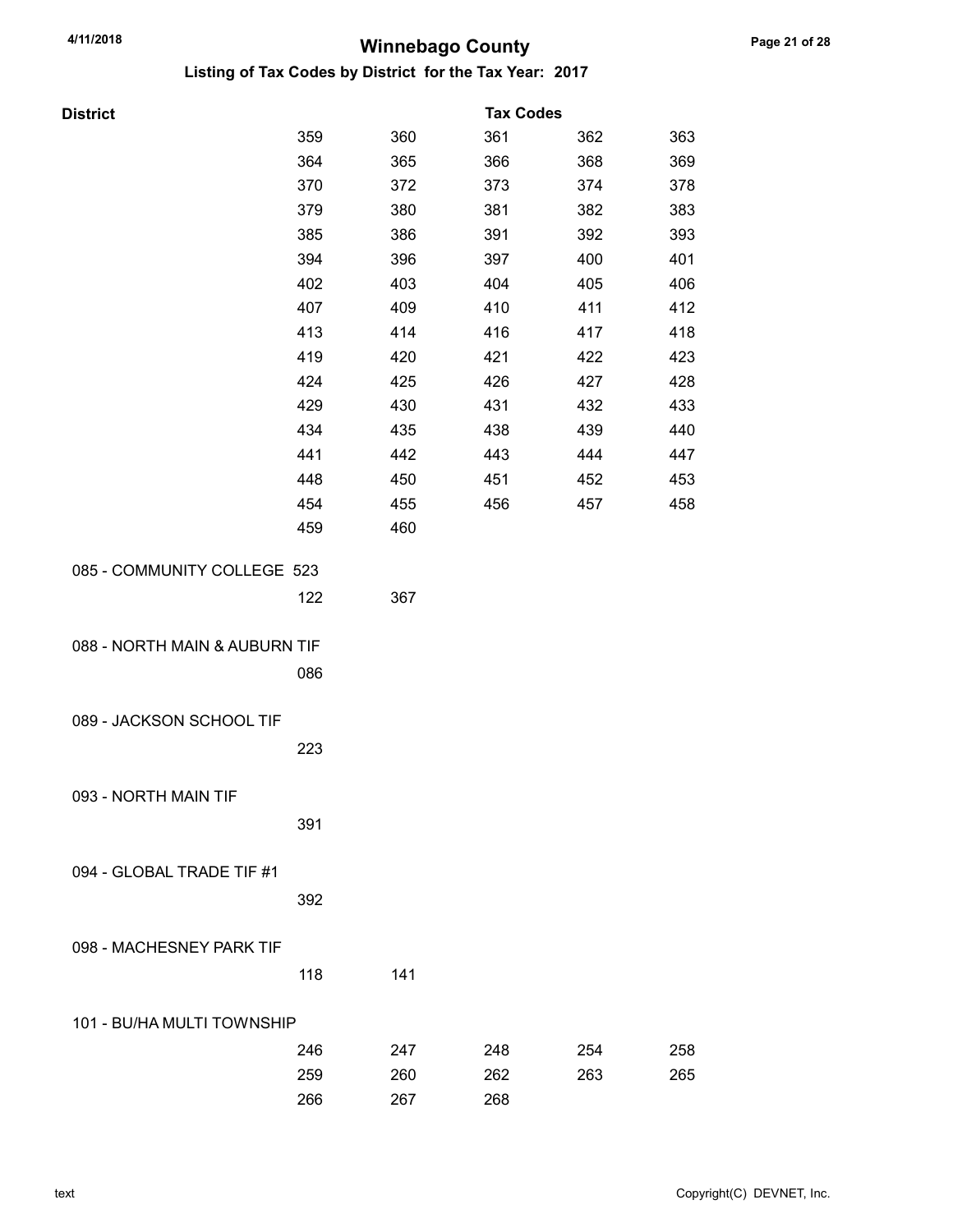# Winnebago County

## Listing of Tax Codes by District for the Tax Year: 2017

| District | Tax Codes | | | | |
|---|---|---|---|---|---|
| | 359 | 360 | 361 | 362 | 363 |
| | 364 | 365 | 366 | 368 | 369 |
| | 370 | 372 | 373 | 374 | 378 |
| | 379 | 380 | 381 | 382 | 383 |
| | 385 | 386 | 391 | 392 | 393 |
| | 394 | 396 | 397 | 400 | 401 |
| | 402 | 403 | 404 | 405 | 406 |
| | 407 | 409 | 410 | 411 | 412 |
| | 413 | 414 | 416 | 417 | 418 |
| | 419 | 420 | 421 | 422 | 423 |
| | 424 | 425 | 426 | 427 | 428 |
| | 429 | 430 | 431 | 432 | 433 |
| | 434 | 435 | 438 | 439 | 440 |
| | 441 | 442 | 443 | 444 | 447 |
| | 448 | 450 | 451 | 452 | 453 |
| | 454 | 455 | 456 | 457 | 458 |
| | 459 | 460 | | | |
| 085 - COMMUNITY COLLEGE 523 | | | | | |
| | 122 | 367 | | | |
| 088 - NORTH MAIN & AUBURN TIF | | | | | |
| | 086 | | | | |
| 089 - JACKSON SCHOOL TIF | | | | | |
| | 223 | | | | |
| 093 - NORTH MAIN TIF | | | | | |
| | 391 | | | | |
| 094 - GLOBAL TRADE TIF #1 | | | | | |
| | 392 | | | | |
| 098 - MACHESNEY PARK TIF | | | | | |
| | 118 | 141 | | | |
| 101 - BU/HA MULTI TOWNSHIP | | | | | |
| | 246 | 247 | 248 | 254 | 258 |
| | 259 | 260 | 262 | 263 | 265 |
| | 266 | 267 | 268 | | |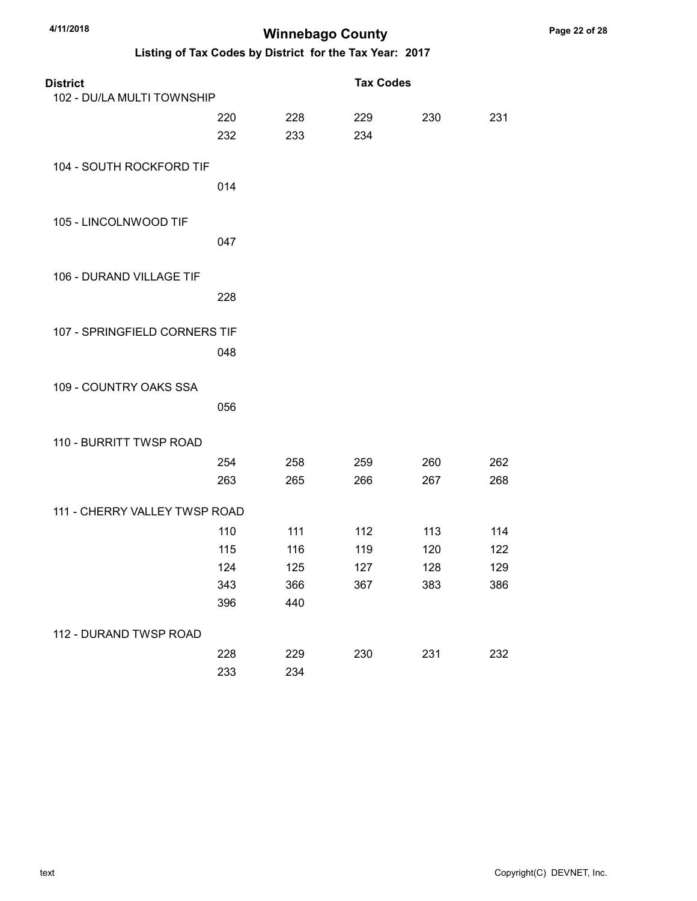# Winnebago County

## Listing of Tax Codes by District for the Tax Year: 2017

| District | Tax Codes | | | | |
|---|---|---|---|---|---|
| 102 - DU/LA MULTI TOWNSHIP | | | | | |
| | 220 | 228 | 229 | 230 | 231 |
| | 232 | 233 | 234 | | |
| 104 - SOUTH ROCKFORD TIF | | | | | |
| | 014 | | | | |
| 105 - LINCOLNWOOD TIF | | | | | |
| | 047 | | | | |
| 106 - DURAND VILLAGE TIF | | | | | |
| | 228 | | | | |
| 107 - SPRINGFIELD CORNERS TIF | | | | | |
| | 048 | | | | |
| 109 - COUNTRY OAKS SSA | | | | | |
| | 056 | | | | |
| 110 - BURRITT TWSP ROAD | | | | | |
| | 254 | 258 | 259 | 260 | 262 |
| | 263 | 265 | 266 | 267 | 268 |
| 111 - CHERRY VALLEY TWSP ROAD | | | | | |
| | 110 | 111 | 112 | 113 | 114 |
| | 115 | 116 | 119 | 120 | 122 |
| | 124 | 125 | 127 | 128 | 129 |
| | 343 | 366 | 367 | 383 | 386 |
| | 396 | 440 | | | |
| 112 - DURAND TWSP ROAD | | | | | |
| | 228 | 229 | 230 | 231 | 232 |
| | 233 | 234 | | | |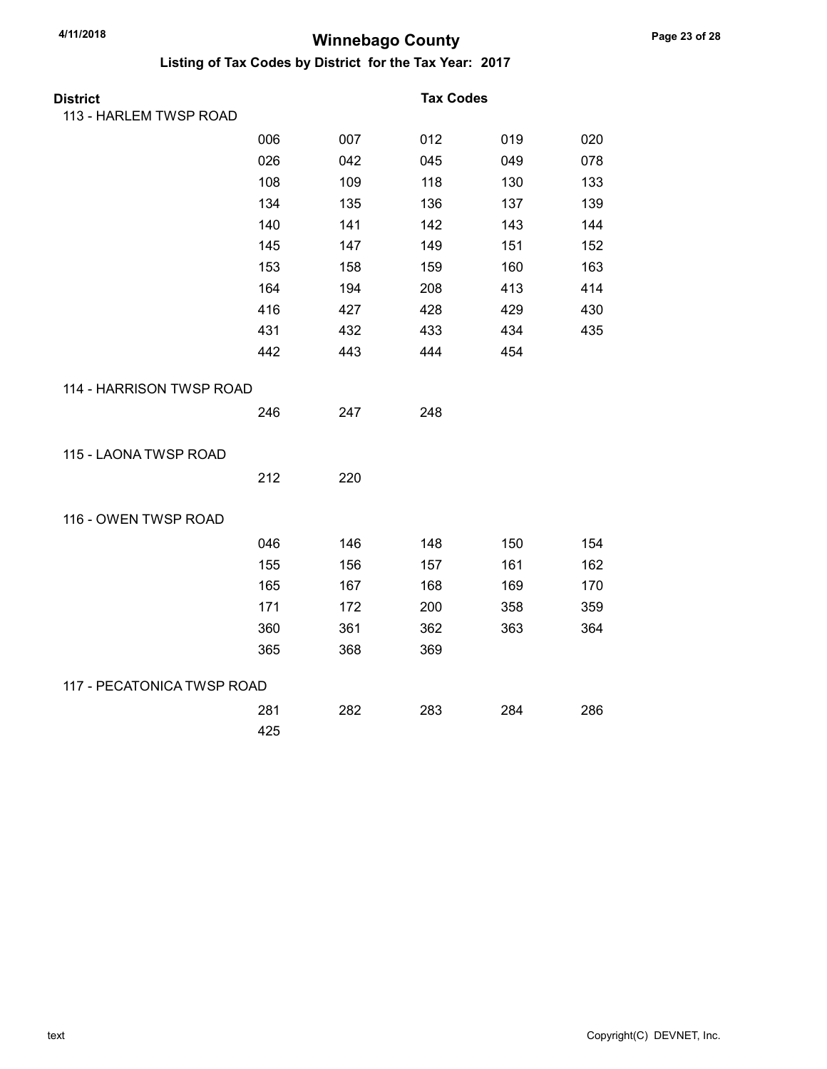# Winnebago County

## Listing of Tax Codes by District for the Tax Year: 2017

| District | Tax Codes | | | | |
|---|---|---|---|---|---|
| **113 - HARLEM TWSP ROAD** | | | | | |
| | 006 | 007 | 012 | 019 | 020 |
| | 026 | 042 | 045 | 049 | 078 |
| | 108 | 109 | 118 | 130 | 133 |
| | 134 | 135 | 136 | 137 | 139 |
| | 140 | 141 | 142 | 143 | 144 |
| | 145 | 147 | 149 | 151 | 152 |
| | 153 | 158 | 159 | 160 | 163 |
| | 164 | 194 | 208 | 413 | 414 |
| | 416 | 427 | 428 | 429 | 430 |
| | 431 | 432 | 433 | 434 | 435 |
| | 442 | 443 | 444 | 454 | |
| **114 - HARRISON TWSP ROAD** | | | | | |
| | 246 | 247 | 248 | | |
| **115 - LAONA TWSP ROAD** | | | | | |
| | 212 | 220 | | | |
| **116 - OWEN TWSP ROAD** | | | | | |
| | 046 | 146 | 148 | 150 | 154 |
| | 155 | 156 | 157 | 161 | 162 |
| | 165 | 167 | 168 | 169 | 170 |
| | 171 | 172 | 200 | 358 | 359 |
| | 360 | 361 | 362 | 363 | 364 |
| | 365 | 368 | 369 | | |
| **117 - PECATONICA TWSP ROAD** | | | | | |
| | 281 | 282 | 283 | 284 | 286 |
| | 425 | | | | |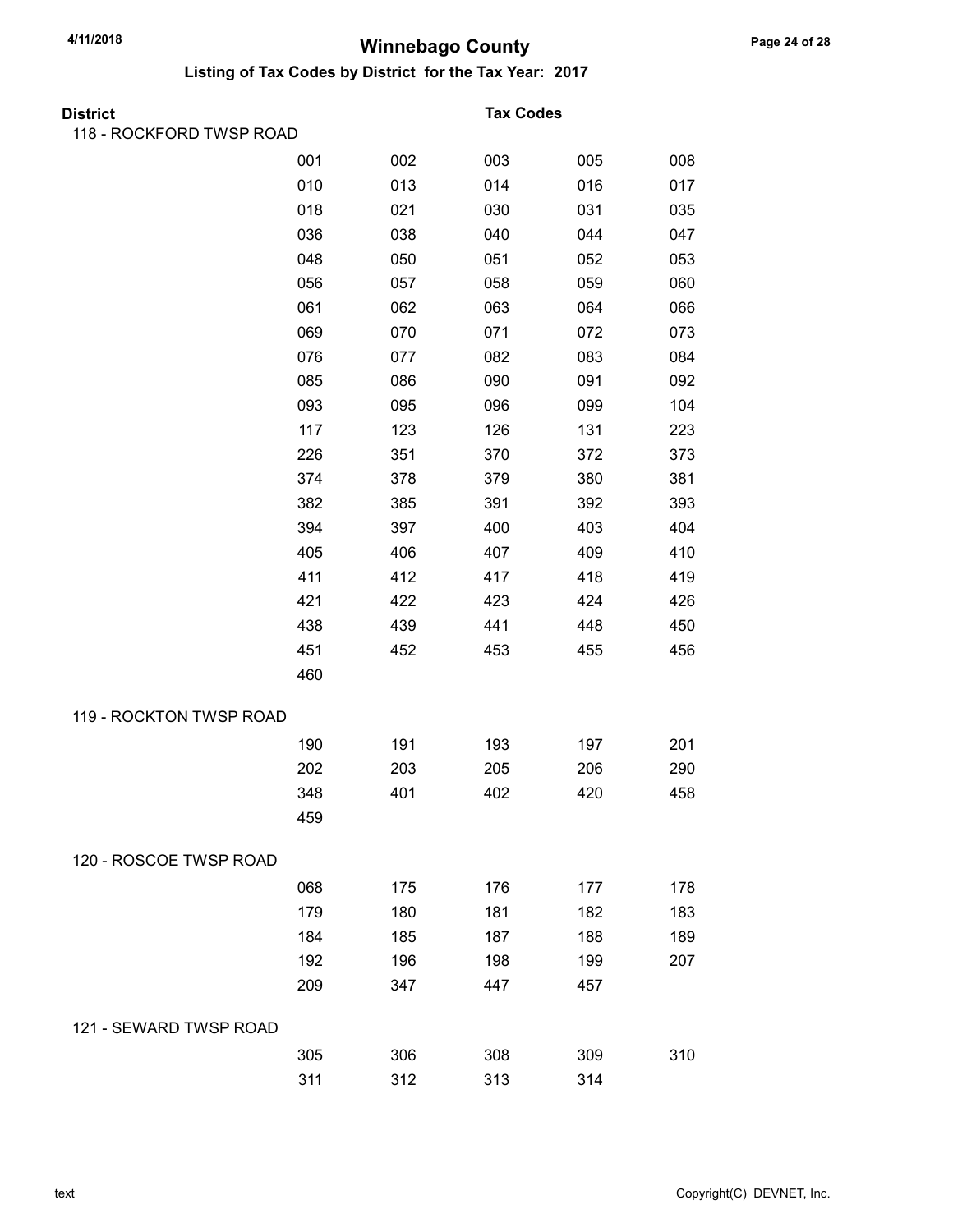# Winnebago County

## Listing of Tax Codes by District for the Tax Year: 2017

**District** — **Tax Codes**

### 118 - ROCKFORD TWSP ROAD

| | | | | |
|---|---|---|---|---|
| 001 | 002 | 003 | 005 | 008 |
| 010 | 013 | 014 | 016 | 017 |
| 018 | 021 | 030 | 031 | 035 |
| 036 | 038 | 040 | 044 | 047 |
| 048 | 050 | 051 | 052 | 053 |
| 056 | 057 | 058 | 059 | 060 |
| 061 | 062 | 063 | 064 | 066 |
| 069 | 070 | 071 | 072 | 073 |
| 076 | 077 | 082 | 083 | 084 |
| 085 | 086 | 090 | 091 | 092 |
| 093 | 095 | 096 | 099 | 104 |
| 117 | 123 | 126 | 131 | 223 |
| 226 | 351 | 370 | 372 | 373 |
| 374 | 378 | 379 | 380 | 381 |
| 382 | 385 | 391 | 392 | 393 |
| 394 | 397 | 400 | 403 | 404 |
| 405 | 406 | 407 | 409 | 410 |
| 411 | 412 | 417 | 418 | 419 |
| 421 | 422 | 423 | 424 | 426 |
| 438 | 439 | 441 | 448 | 450 |
| 451 | 452 | 453 | 455 | 456 |
| 460 | | | | |

### 119 - ROCKTON TWSP ROAD

| | | | | |
|---|---|---|---|---|
| 190 | 191 | 193 | 197 | 201 |
| 202 | 203 | 205 | 206 | 290 |
| 348 | 401 | 402 | 420 | 458 |
| 459 | | | | |

### 120 - ROSCOE TWSP ROAD

| | | | | |
|---|---|---|---|---|
| 068 | 175 | 176 | 177 | 178 |
| 179 | 180 | 181 | 182 | 183 |
| 184 | 185 | 187 | 188 | 189 |
| 192 | 196 | 198 | 199 | 207 |
| 209 | 347 | 447 | 457 | |

### 121 - SEWARD TWSP ROAD

| | | | | |
|---|---|---|---|---|
| 305 | 306 | 308 | 309 | 310 |
| 311 | 312 | 313 | 314 | |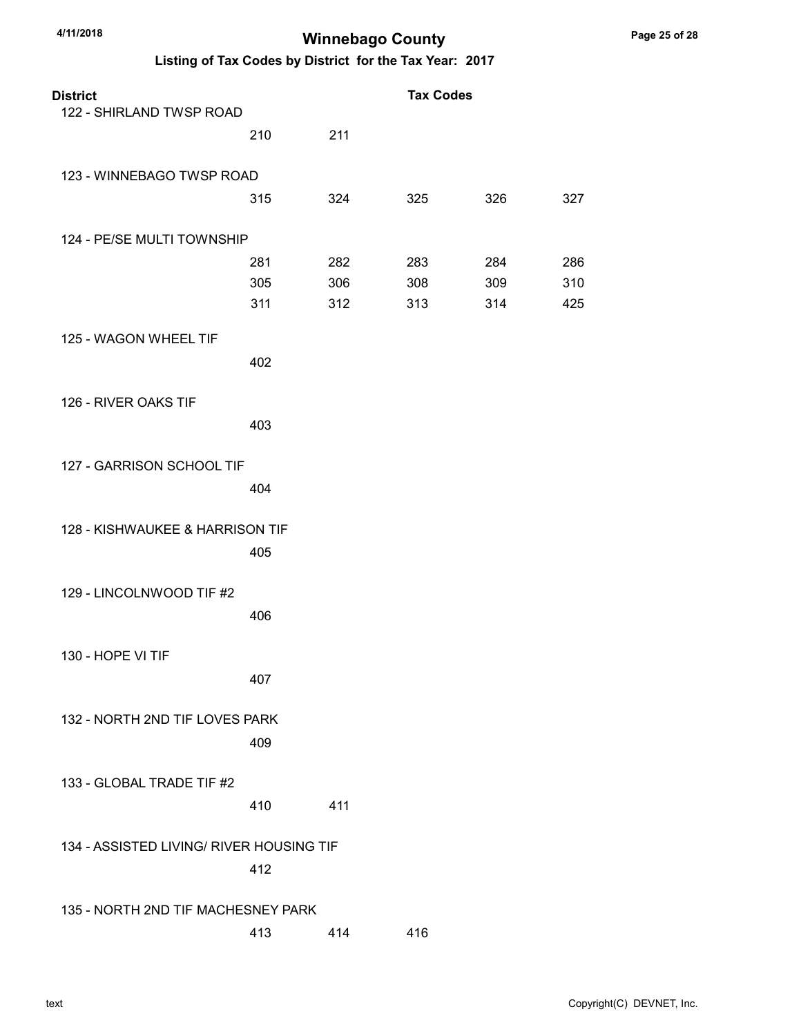# Winnebago County

## Listing of Tax Codes by District for the Tax Year: 2017

| District | Tax Codes | | | | |
|---|---|---|---|---|---|
| 122 - SHIRLAND TWSP ROAD | | | | | |
| | 210 | 211 | | | |
| 123 - WINNEBAGO TWSP ROAD | | | | | |
| | 315 | 324 | 325 | 326 | 327 |
| 124 - PE/SE MULTI TOWNSHIP | | | | | |
| | 281 | 282 | 283 | 284 | 286 |
| | 305 | 306 | 308 | 309 | 310 |
| | 311 | 312 | 313 | 314 | 425 |
| 125 - WAGON WHEEL TIF | | | | | |
| | 402 | | | | |
| 126 - RIVER OAKS TIF | | | | | |
| | 403 | | | | |
| 127 - GARRISON SCHOOL TIF | | | | | |
| | 404 | | | | |
| 128 - KISHWAUKEE & HARRISON TIF | | | | | |
| | 405 | | | | |
| 129 - LINCOLNWOOD TIF #2 | | | | | |
| | 406 | | | | |
| 130 - HOPE VI TIF | | | | | |
| | 407 | | | | |
| 132 - NORTH 2ND TIF LOVES PARK | | | | | |
| | 409 | | | | |
| 133 - GLOBAL TRADE TIF #2 | | | | | |
| | 410 | 411 | | | |
| 134 - ASSISTED LIVING/ RIVER HOUSING TIF | | | | | |
| | 412 | | | | |
| 135 - NORTH 2ND TIF MACHESNEY PARK | | | | | |
| | 413 | 414 | 416 | | |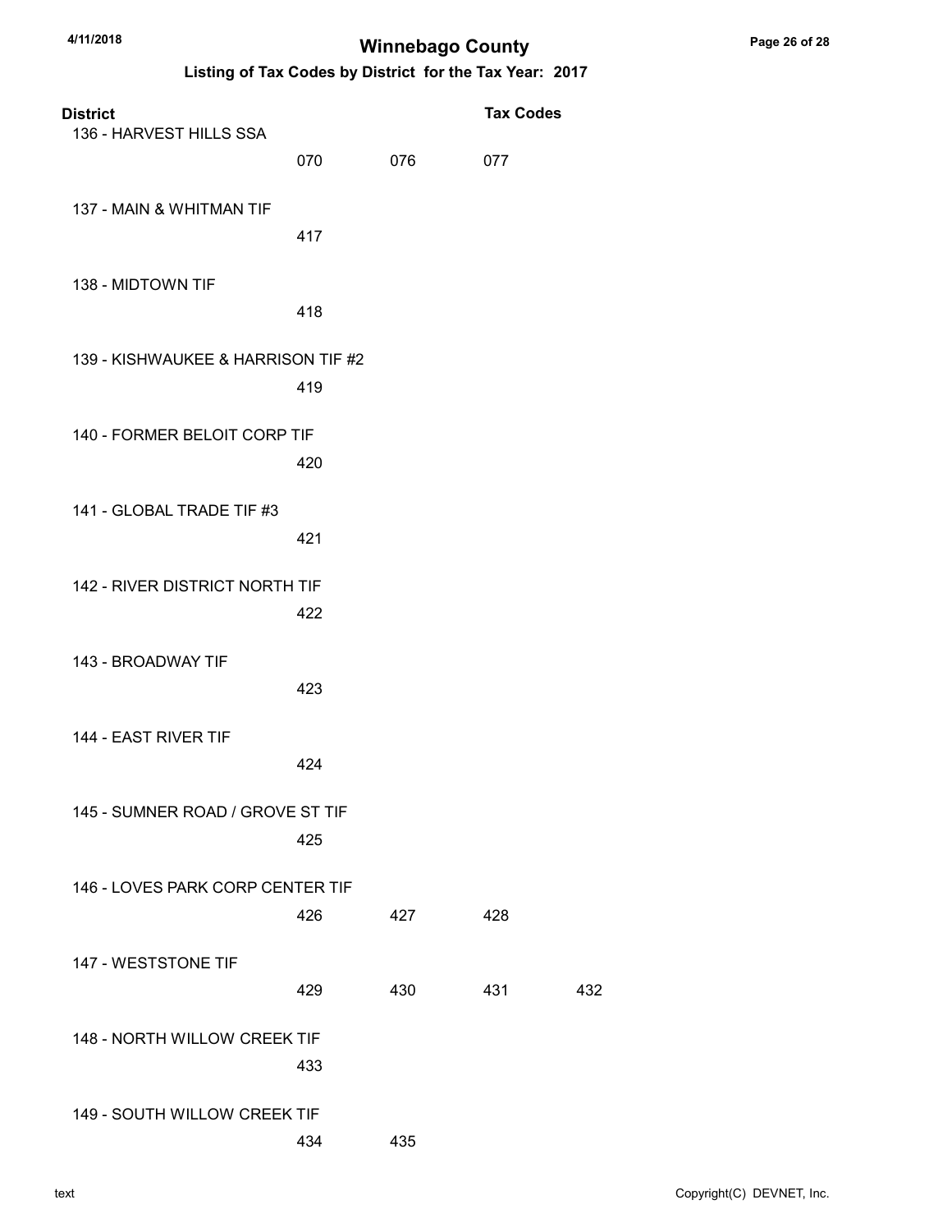# Winnebago County

## Listing of Tax Codes by District for the Tax Year: 2017

| District | Tax Codes | | | |
|---|---|---|---|---|
| 136 - HARVEST HILLS SSA | 070 | 076 | 077 | |
| 137 - MAIN & WHITMAN TIF | 417 | | | |
| 138 - MIDTOWN TIF | 418 | | | |
| 139 - KISHWAUKEE & HARRISON TIF #2 | 419 | | | |
| 140 - FORMER BELOIT CORP TIF | 420 | | | |
| 141 - GLOBAL TRADE TIF #3 | 421 | | | |
| 142 - RIVER DISTRICT NORTH TIF | 422 | | | |
| 143 - BROADWAY TIF | 423 | | | |
| 144 - EAST RIVER TIF | 424 | | | |
| 145 - SUMNER ROAD / GROVE ST TIF | 425 | | | |
| 146 - LOVES PARK CORP CENTER TIF | 426 | 427 | 428 | |
| 147 - WESTSTONE TIF | 429 | 430 | 431 | 432 |
| 148 - NORTH WILLOW CREEK TIF | 433 | | | |
| 149 - SOUTH WILLOW CREEK TIF | 434 | 435 | | |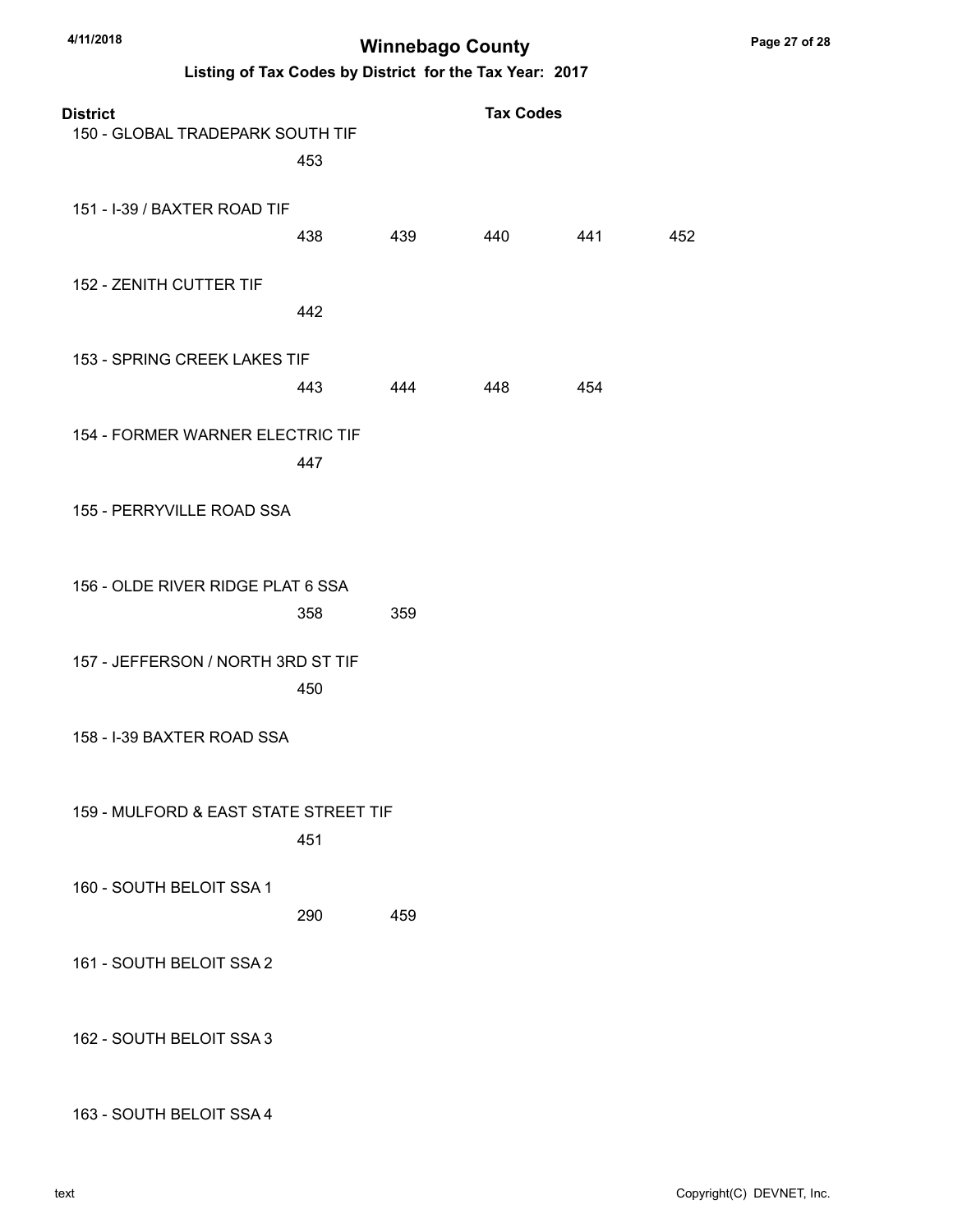# Winnebago County

## Listing of Tax Codes by District for the Tax Year: 2017

| District | Tax Codes | | | | |
|---|---|---|---|---|---|
| 150 - GLOBAL TRADEPARK SOUTH TIF | | | | | |
| | 453 | | | | |
| 151 - I-39 / BAXTER ROAD TIF | | | | | |
| | 438 | 439 | 440 | 441 | 452 |
| 152 - ZENITH CUTTER TIF | | | | | |
| | 442 | | | | |
| 153 - SPRING CREEK LAKES TIF | | | | | |
| | 443 | 444 | 448 | 454 | |
| 154 - FORMER WARNER ELECTRIC TIF | | | | | |
| | 447 | | | | |
| 155 - PERRYVILLE ROAD SSA | | | | | |
| 156 - OLDE RIVER RIDGE PLAT 6 SSA | | | | | |
| | 358 | 359 | | | |
| 157 - JEFFERSON / NORTH 3RD ST TIF | | | | | |
| | 450 | | | | |
| 158 - I-39 BAXTER ROAD SSA | | | | | |
| 159 - MULFORD & EAST STATE STREET TIF | | | | | |
| | 451 | | | | |
| 160 - SOUTH BELOIT SSA 1 | | | | | |
| | 290 | 459 | | | |
| 161 - SOUTH BELOIT SSA 2 | | | | | |
| 162 - SOUTH BELOIT SSA 3 | | | | | |
| 163 - SOUTH BELOIT SSA 4 | | | | | |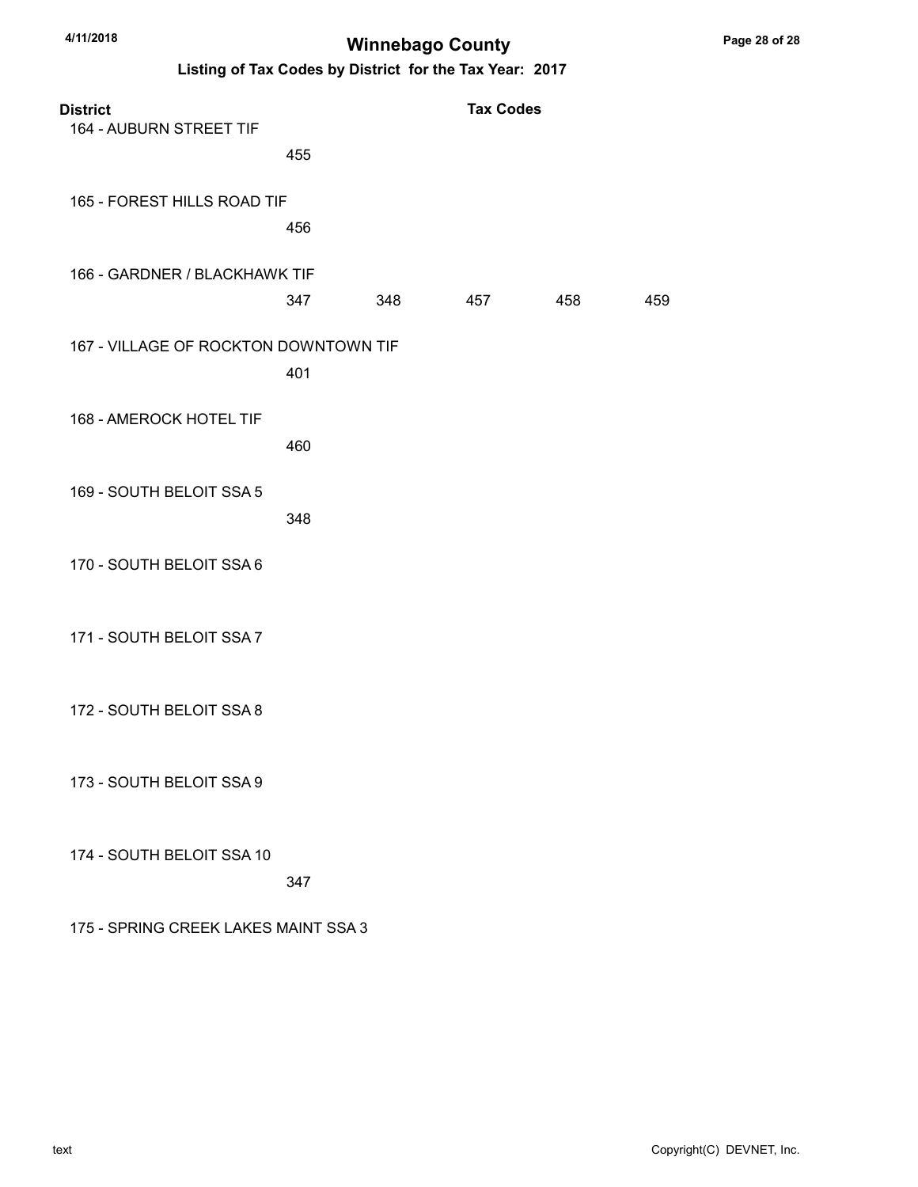# Winnebago County

## Listing of Tax Codes by District for the Tax Year: 2017

| District | Tax Codes | | | | |
|---|---|---|---|---|---|
| 164 - AUBURN STREET TIF | | | | | |
| | 455 | | | | |
| 165 - FOREST HILLS ROAD TIF | | | | | |
| | 456 | | | | |
| 166 - GARDNER / BLACKHAWK TIF | | | | | |
| | 347 | 348 | 457 | 458 | 459 |
| 167 - VILLAGE OF ROCKTON DOWNTOWN TIF | | | | | |
| | 401 | | | | |
| 168 - AMEROCK HOTEL TIF | | | | | |
| | 460 | | | | |
| 169 - SOUTH BELOIT SSA 5 | | | | | |
| | 348 | | | | |
| 170 - SOUTH BELOIT SSA 6 | | | | | |
| 171 - SOUTH BELOIT SSA 7 | | | | | |
| 172 - SOUTH BELOIT SSA 8 | | | | | |
| 173 - SOUTH BELOIT SSA 9 | | | | | |
| 174 - SOUTH BELOIT SSA 10 | | | | | |
| | 347 | | | | |
| 175 - SPRING CREEK LAKES MAINT SSA 3 | | | | | |